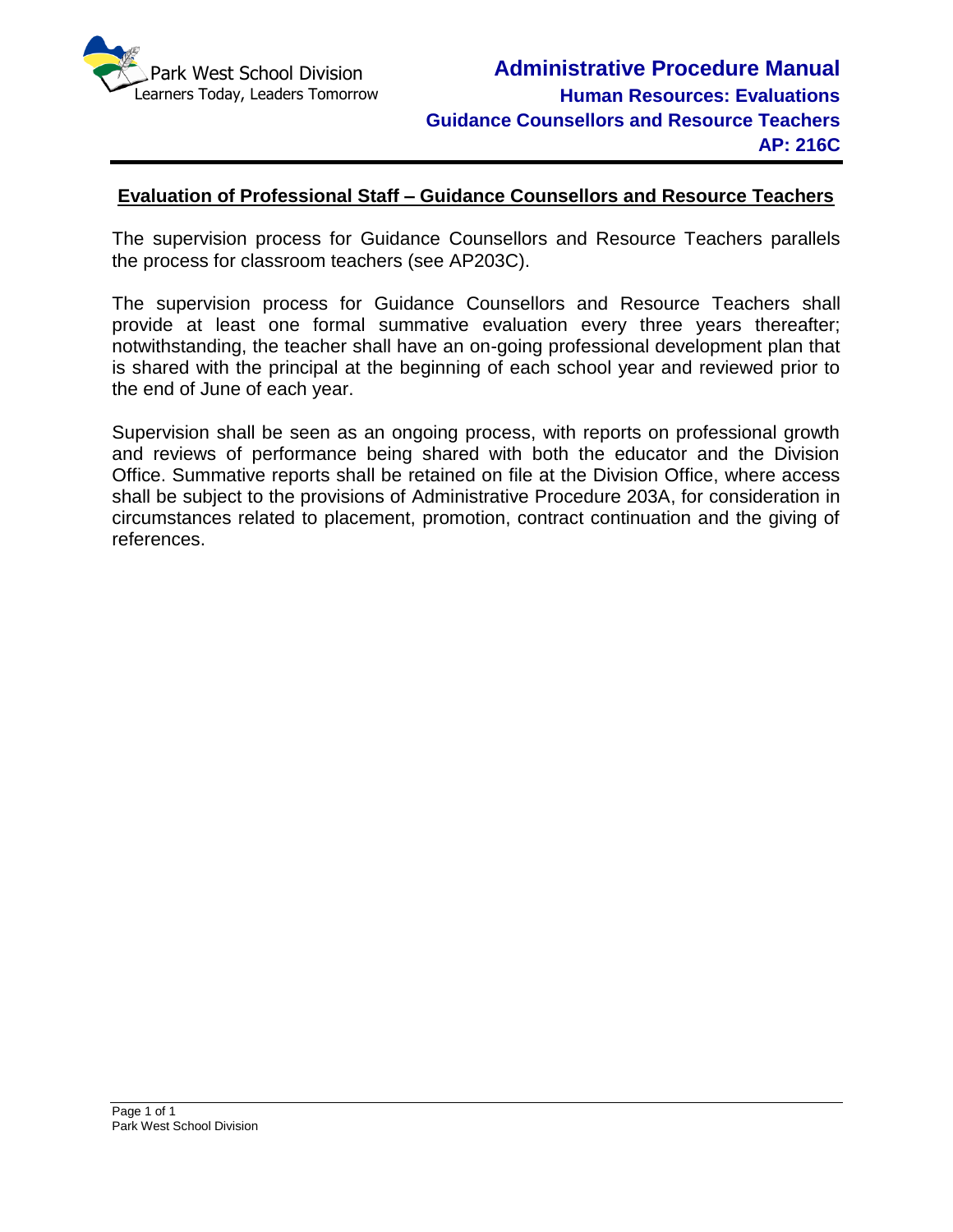Park West School Division
Learners Today, Leaders Tomorrow

# Administrative Procedure Manual

**Human Resources: Evaluations**
**Guidance Counsellors and Resource Teachers**
**AP: 216C**

## Evaluation of Professional Staff – Guidance Counsellors and Resource Teachers

The supervision process for Guidance Counsellors and Resource Teachers parallels the process for classroom teachers (see AP203C).

The supervision process for Guidance Counsellors and Resource Teachers shall provide at least one formal summative evaluation every three years thereafter; notwithstanding, the teacher shall have an on-going professional development plan that is shared with the principal at the beginning of each school year and reviewed prior to the end of June of each year.

Supervision shall be seen as an ongoing process, with reports on professional growth and reviews of performance being shared with both the educator and the Division Office. Summative reports shall be retained on file at the Division Office, where access shall be subject to the provisions of Administrative Procedure 203A, for consideration in circumstances related to placement, promotion, contract continuation and the giving of references.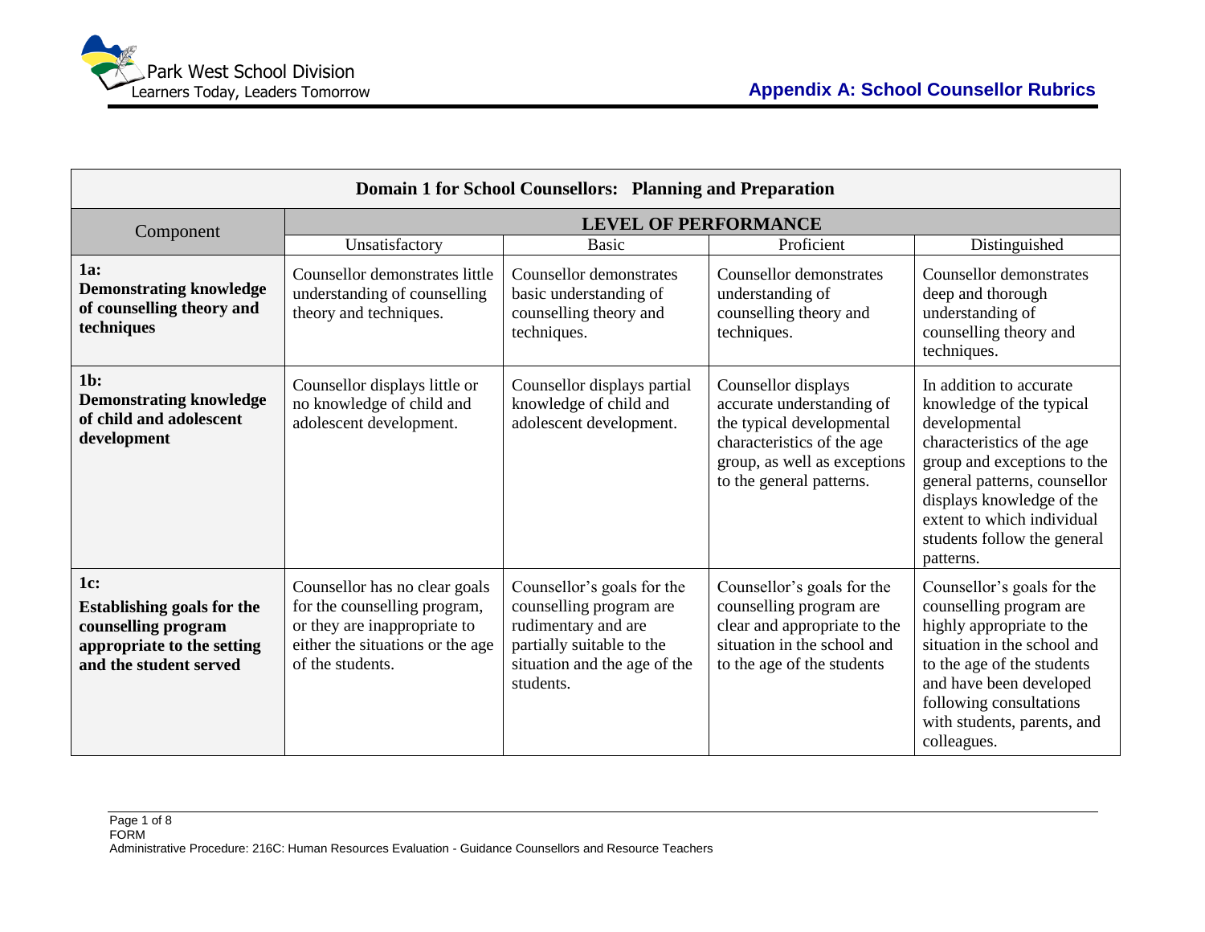| Domain 1 for School Counsellors: Planning and Preparation | | | | |
|---|---|---|---|---|
| Component | LEVEL OF PERFORMANCE | | | |
| | Unsatisfactory | Basic | Proficient | Distinguished |
| **1a: Demonstrating knowledge of counselling theory and techniques** | Counsellor demonstrates little understanding of counselling theory and techniques. | Counsellor demonstrates basic understanding of counselling theory and techniques. | Counsellor demonstrates understanding of counselling theory and techniques. | Counsellor demonstrates deep and thorough understanding of counselling theory and techniques. |
| **1b: Demonstrating knowledge of child and adolescent development** | Counsellor displays little or no knowledge of child and adolescent development. | Counsellor displays partial knowledge of child and adolescent development. | Counsellor displays accurate understanding of the typical developmental characteristics of the age group, as well as exceptions to the general patterns. | In addition to accurate knowledge of the typical developmental characteristics of the age group and exceptions to the general patterns, counsellor displays knowledge of the extent to which individual students follow the general patterns. |
| **1c: Establishing goals for the counselling program appropriate to the setting and the student served** | Counsellor has no clear goals for the counselling program, or they are inappropriate to either the situations or the age of the students. | Counsellor's goals for the counselling program are rudimentary and are partially suitable to the situation and the age of the students. | Counsellor's goals for the counselling program are clear and appropriate to the situation in the school and to the age of the students | Counsellor's goals for the counselling program are highly appropriate to the situation in the school and to the age of the students and have been developed following consultations with students, parents, and colleagues. |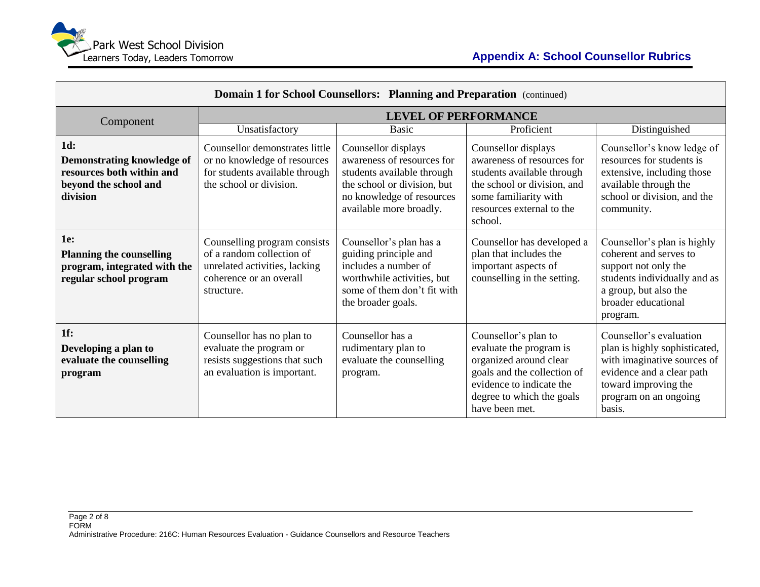| **Domain 1 for School Counsellors: Planning and Preparation** (continued) | | | | |
|---|---|---|---|---|
| Component | **LEVEL OF PERFORMANCE** | | | |
| | Unsatisfactory | Basic | Proficient | Distinguished |
| **1d: Demonstrating knowledge of resources both within and beyond the school and division** | Counsellor demonstrates little or no knowledge of resources for students available through the school or division. | Counsellor displays awareness of resources for students available through the school or division, but no knowledge of resources available more broadly. | Counsellor displays awareness of resources for students available through the school or division, and some familiarity with resources external to the school. | Counsellor's know ledge of resources for students is extensive, including those available through the school or division, and the community. |
| **1e: Planning the counselling program, integrated with the regular school program** | Counselling program consists of a random collection of unrelated activities, lacking coherence or an overall structure. | Counsellor's plan has a guiding principle and includes a number of worthwhile activities, but some of them don't fit with the broader goals. | Counsellor has developed a plan that includes the important aspects of counselling in the setting. | Counsellor's plan is highly coherent and serves to support not only the students individually and as a group, but also the broader educational program. |
| **1f: Developing a plan to evaluate the counselling program** | Counsellor has no plan to evaluate the program or resists suggestions that such an evaluation is important. | Counsellor has a rudimentary plan to evaluate the counselling program. | Counsellor's plan to evaluate the program is organized around clear goals and the collection of evidence to indicate the degree to which the goals have been met. | Counsellor's evaluation plan is highly sophisticated, with imaginative sources of evidence and a clear path toward improving the program on an ongoing basis. |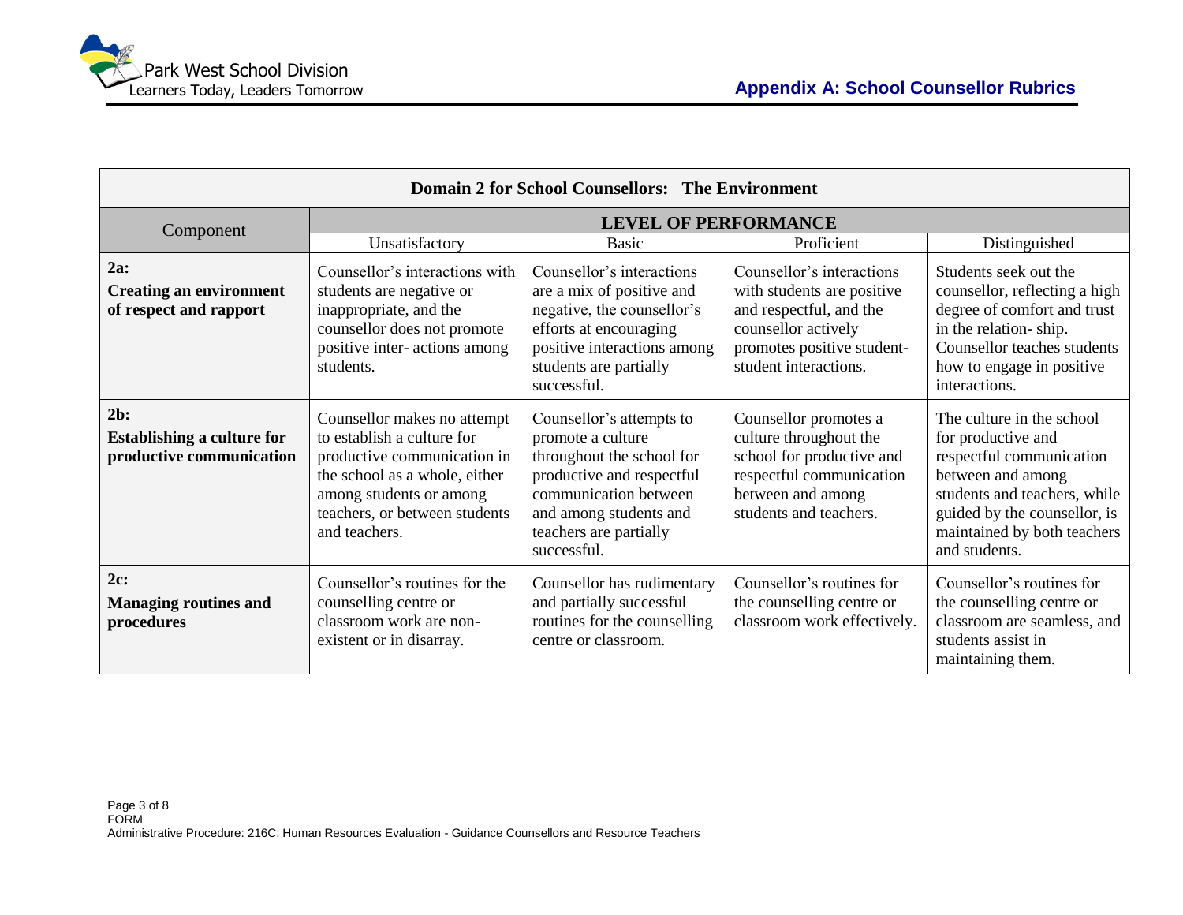| Domain 2 for School Counsellors: The Environment | | | | |
|---|---|---|---|---|
| Component | LEVEL OF PERFORMANCE | | | |
| | Unsatisfactory | Basic | Proficient | Distinguished |
| **2a: Creating an environment of respect and rapport** | Counsellor's interactions with students are negative or inappropriate, and the counsellor does not promote positive inter- actions among students. | Counsellor's interactions are a mix of positive and negative, the counsellor's efforts at encouraging positive interactions among students are partially successful. | Counsellor's interactions with students are positive and respectful, and the counsellor actively promotes positive student-student interactions. | Students seek out the counsellor, reflecting a high degree of comfort and trust in the relation- ship. Counsellor teaches students how to engage in positive interactions. |
| **2b: Establishing a culture for productive communication** | Counsellor makes no attempt to establish a culture for productive communication in the school as a whole, either among students or among teachers, or between students and teachers. | Counsellor's attempts to promote a culture throughout the school for productive and respectful communication between and among students and teachers are partially successful. | Counsellor promotes a culture throughout the school for productive and respectful communication between and among students and teachers. | The culture in the school for productive and respectful communication between and among students and teachers, while guided by the counsellor, is maintained by both teachers and students. |
| **2c: Managing routines and procedures** | Counsellor's routines for the counselling centre or classroom work are non-existent or in disarray. | Counsellor has rudimentary and partially successful routines for the counselling centre or classroom. | Counsellor's routines for the counselling centre or classroom work effectively. | Counsellor's routines for the counselling centre or classroom are seamless, and students assist in maintaining them. |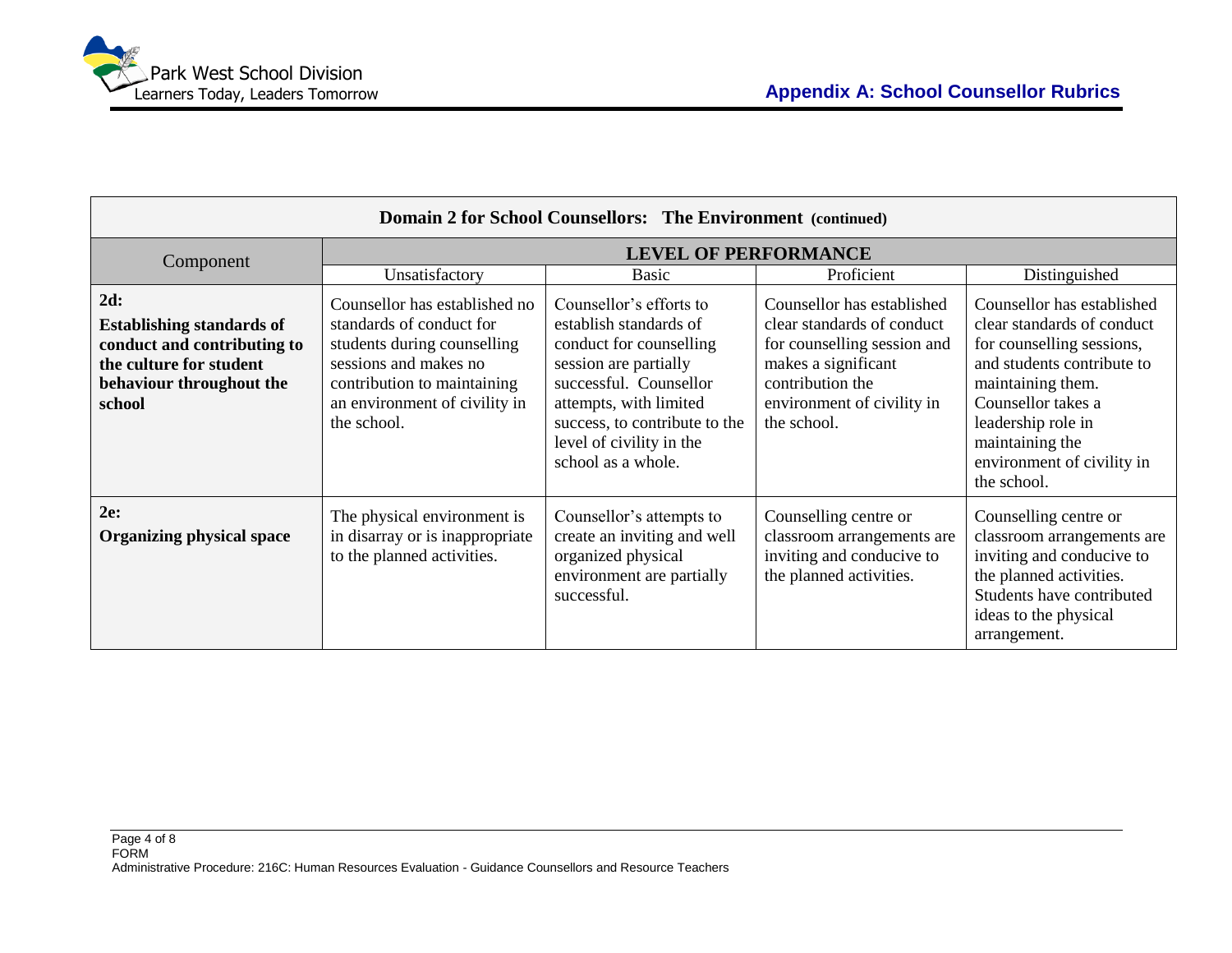| Domain 2 for School Counsellors: The Environment (continued) | | | | |
|---|---|---|---|---|
| Component | LEVEL OF PERFORMANCE | | | |
| | Unsatisfactory | Basic | Proficient | Distinguished |
| **2d: Establishing standards of conduct and contributing to the culture for student behaviour throughout the school** | Counsellor has established no standards of conduct for students during counselling sessions and makes no contribution to maintaining an environment of civility in the school. | Counsellor's efforts to establish standards of conduct for counselling session are partially successful. Counsellor attempts, with limited success, to contribute to the level of civility in the school as a whole. | Counsellor has established clear standards of conduct for counselling session and makes a significant contribution the environment of civility in the school. | Counsellor has established clear standards of conduct for counselling sessions, and students contribute to maintaining them. Counsellor takes a leadership role in maintaining the environment of civility in the school. |
| **2e: Organizing physical space** | The physical environment is in disarray or is inappropriate to the planned activities. | Counsellor's attempts to create an inviting and well organized physical environment are partially successful. | Counselling centre or classroom arrangements are inviting and conducive to the planned activities. | Counselling centre or classroom arrangements are inviting and conducive to the planned activities. Students have contributed ideas to the physical arrangement. |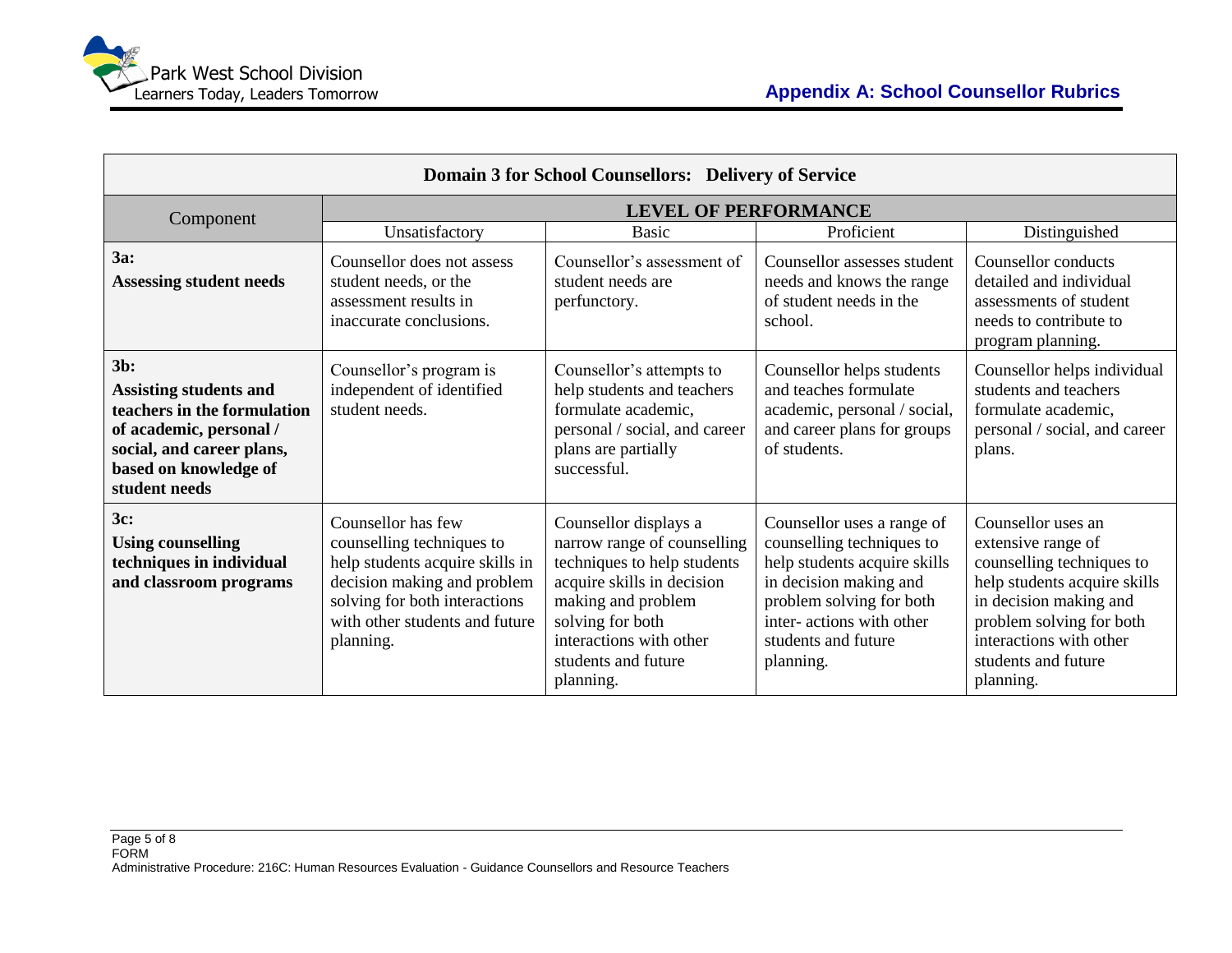| Domain 3 for School Counsellors: Delivery of Service | | | | |
|---|---|---|---|---|
| Component | LEVEL OF PERFORMANCE | | | |
| | Unsatisfactory | Basic | Proficient | Distinguished |
| **3a: Assessing student needs** | Counsellor does not assess student needs, or the assessment results in inaccurate conclusions. | Counsellor's assessment of student needs are perfunctory. | Counsellor assesses student needs and knows the range of student needs in the school. | Counsellor conducts detailed and individual assessments of student needs to contribute to program planning. |
| **3b: Assisting students and teachers in the formulation of academic, personal / social, and career plans, based on knowledge of student needs** | Counsellor's program is independent of identified student needs. | Counsellor's attempts to help students and teachers formulate academic, personal / social, and career plans are partially successful. | Counsellor helps students and teaches formulate academic, personal / social, and career plans for groups of students. | Counsellor helps individual students and teachers formulate academic, personal / social, and career plans. |
| **3c: Using counselling techniques in individual and classroom programs** | Counsellor has few counselling techniques to help students acquire skills in decision making and problem solving for both interactions with other students and future planning. | Counsellor displays a narrow range of counselling techniques to help students acquire skills in decision making and problem solving for both interactions with other students and future planning. | Counsellor uses a range of counselling techniques to help students acquire skills in decision making and problem solving for both inter- actions with other students and future planning. | Counsellor uses an extensive range of counselling techniques to help students acquire skills in decision making and problem solving for both interactions with other students and future planning. |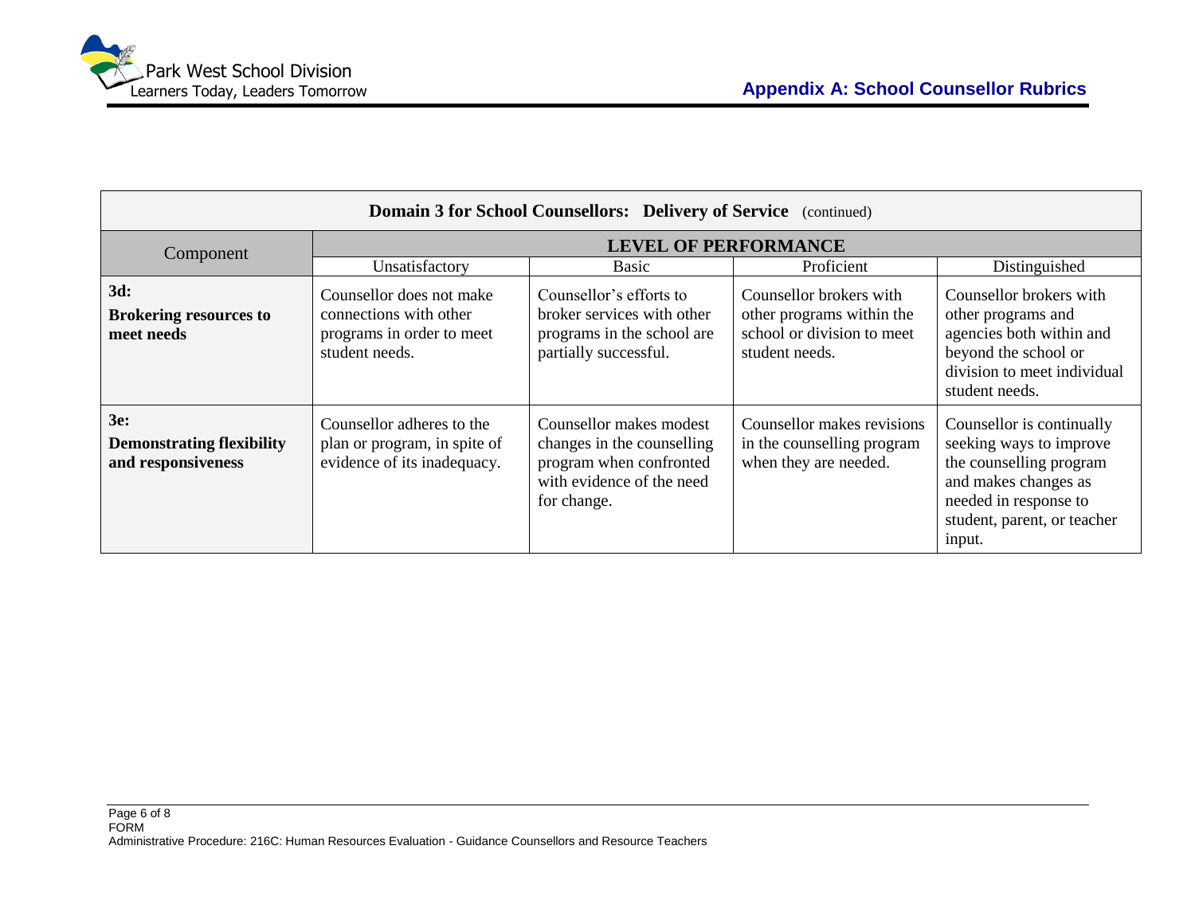| **Domain 3 for School Counsellors: Delivery of Service** (continued) | | | | |
|---|---|---|---|---|
| Component | **LEVEL OF PERFORMANCE** | | | |
| | Unsatisfactory | Basic | Proficient | Distinguished |
| **3d: Brokering resources to meet needs** | Counsellor does not make connections with other programs in order to meet student needs. | Counsellor's efforts to broker services with other programs in the school are partially successful. | Counsellor brokers with other programs within the school or division to meet student needs. | Counsellor brokers with other programs and agencies both within and beyond the school or division to meet individual student needs. |
| **3e: Demonstrating flexibility and responsiveness** | Counsellor adheres to the plan or program, in spite of evidence of its inadequacy. | Counsellor makes modest changes in the counselling program when confronted with evidence of the need for change. | Counsellor makes revisions in the counselling program when they are needed. | Counsellor is continually seeking ways to improve the counselling program and makes changes as needed in response to student, parent, or teacher input. |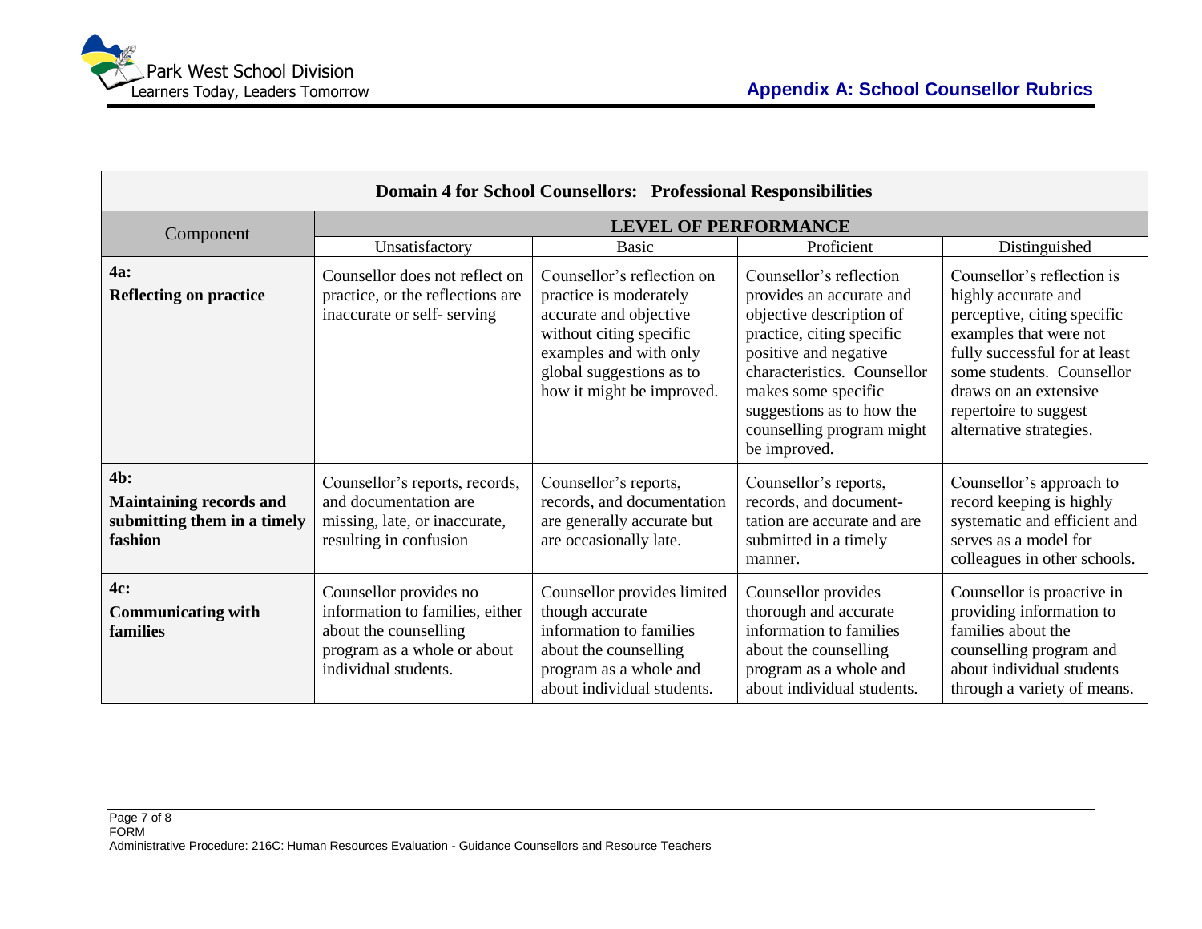| Domain 4 for School Counsellors: Professional Responsibilities | | | | |
|---|---|---|---|---|
| Component | LEVEL OF PERFORMANCE | | | |
| | Unsatisfactory | Basic | Proficient | Distinguished |
| **4a: Reflecting on practice** | Counsellor does not reflect on practice, or the reflections are inaccurate or self- serving | Counsellor's reflection on practice is moderately accurate and objective without citing specific examples and with only global suggestions as to how it might be improved. | Counsellor's reflection provides an accurate and objective description of practice, citing specific positive and negative characteristics. Counsellor makes some specific suggestions as to how the counselling program might be improved. | Counsellor's reflection is highly accurate and perceptive, citing specific examples that were not fully successful for at least some students. Counsellor draws on an extensive repertoire to suggest alternative strategies. |
| **4b: Maintaining records and submitting them in a timely fashion** | Counsellor's reports, records, and documentation are missing, late, or inaccurate, resulting in confusion | Counsellor's reports, records, and documentation are generally accurate but are occasionally late. | Counsellor's reports, records, and document-tation are accurate and are submitted in a timely manner. | Counsellor's approach to record keeping is highly systematic and efficient and serves as a model for colleagues in other schools. |
| **4c: Communicating with families** | Counsellor provides no information to families, either about the counselling program as a whole or about individual students. | Counsellor provides limited though accurate information to families about the counselling program as a whole and about individual students. | Counsellor provides thorough and accurate information to families about the counselling program as a whole and about individual students. | Counsellor is proactive in providing information to families about the counselling program and about individual students through a variety of means. |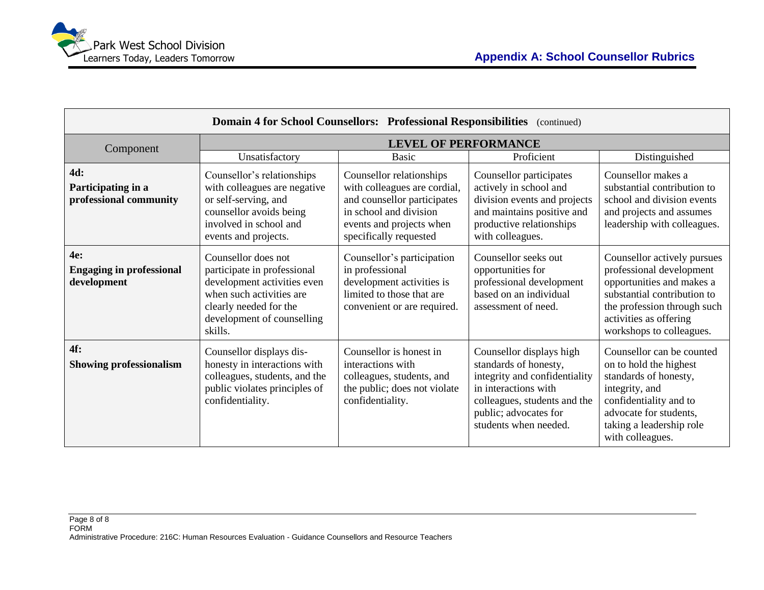| Domain 4 for School Counsellors: Professional Responsibilities (continued) | | | | |
|---|---|---|---|---|
| Component | LEVEL OF PERFORMANCE | | | |
| | Unsatisfactory | Basic | Proficient | Distinguished |
| **4d: Participating in a professional community** | Counsellor's relationships with colleagues are negative or self-serving, and counsellor avoids being involved in school and events and projects. | Counsellor relationships with colleagues are cordial, and counsellor participates in school and division events and projects when specifically requested | Counsellor participates actively in school and division events and projects and maintains positive and productive relationships with colleagues. | Counsellor makes a substantial contribution to school and division events and projects and assumes leadership with colleagues. |
| **4e: Engaging in professional development** | Counsellor does not participate in professional development activities even when such activities are clearly needed for the development of counselling skills. | Counsellor's participation in professional development activities is limited to those that are convenient or are required. | Counsellor seeks out opportunities for professional development based on an individual assessment of need. | Counsellor actively pursues professional development opportunities and makes a substantial contribution to the profession through such activities as offering workshops to colleagues. |
| **4f: Showing professionalism** | Counsellor displays dis-honesty in interactions with colleagues, students, and the public violates principles of confidentiality. | Counsellor is honest in interactions with colleagues, students, and the public; does not violate confidentiality. | Counsellor displays high standards of honesty, integrity and confidentiality in interactions with colleagues, students and the public; advocates for students when needed. | Counsellor can be counted on to hold the highest standards of honesty, integrity, and confidentiality and to advocate for students, taking a leadership role with colleagues. |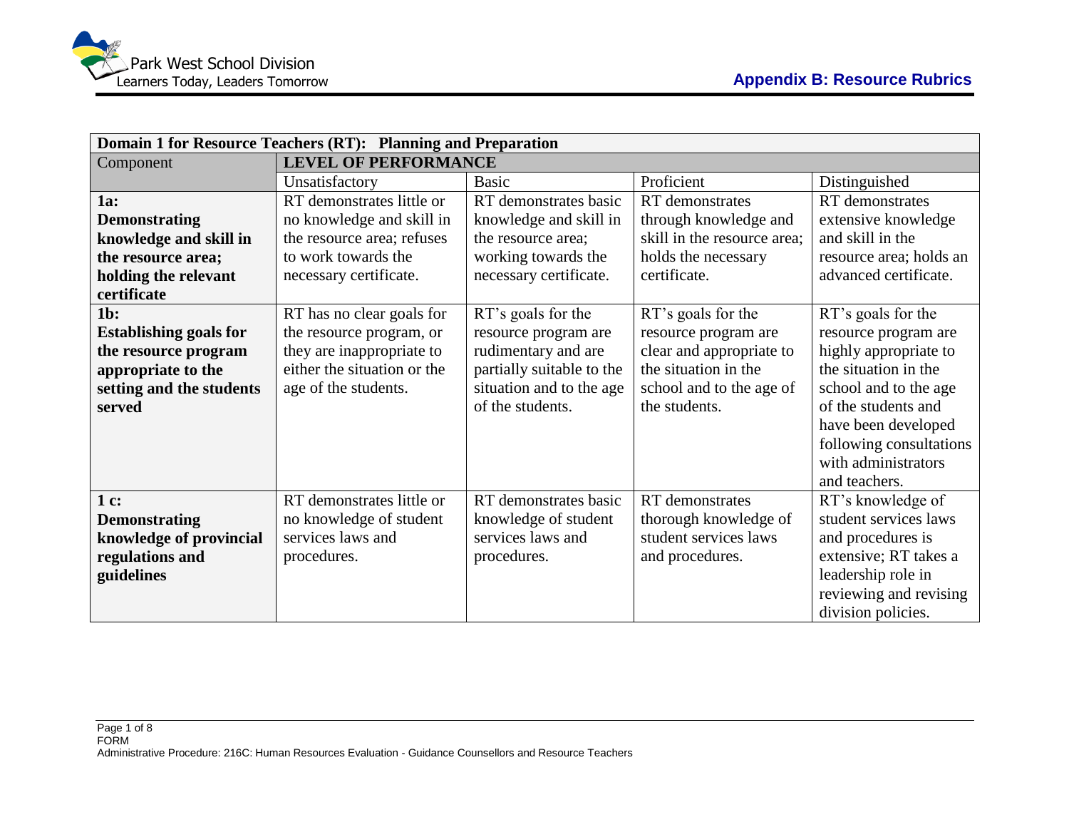## Appendix B: Resource Rubrics

| **Domain 1 for Resource Teachers (RT): Planning and Preparation** | | | | |
|---|---|---|---|---|
| Component | **LEVEL OF PERFORMANCE** | | | |
| | Unsatisfactory | Basic | Proficient | Distinguished |
| **1a: Demonstrating knowledge and skill in the resource area; holding the relevant certificate** | RT demonstrates little or no knowledge and skill in the resource area; refuses to work towards the necessary certificate. | RT demonstrates basic knowledge and skill in the resource area; working towards the necessary certificate. | RT demonstrates through knowledge and skill in the resource area; holds the necessary certificate. | RT demonstrates extensive knowledge and skill in the resource area; holds an advanced certificate. |
| **1b: Establishing goals for the resource program appropriate to the setting and the students served** | RT has no clear goals for the resource program, or they are inappropriate to either the situation or the age of the students. | RT's goals for the resource program are rudimentary and are partially suitable to the situation and to the age of the students. | RT's goals for the resource program are clear and appropriate to the situation in the school and to the age of the students. | RT's goals for the resource program are highly appropriate to the situation in the school and to the age of the students and have been developed following consultations with administrators and teachers. |
| **1 c: Demonstrating knowledge of provincial regulations and guidelines** | RT demonstrates little or no knowledge of student services laws and procedures. | RT demonstrates basic knowledge of student services laws and procedures. | RT demonstrates thorough knowledge of student services laws and procedures. | RT's knowledge of student services laws and procedures is extensive; RT takes a leadership role in reviewing and revising division policies. |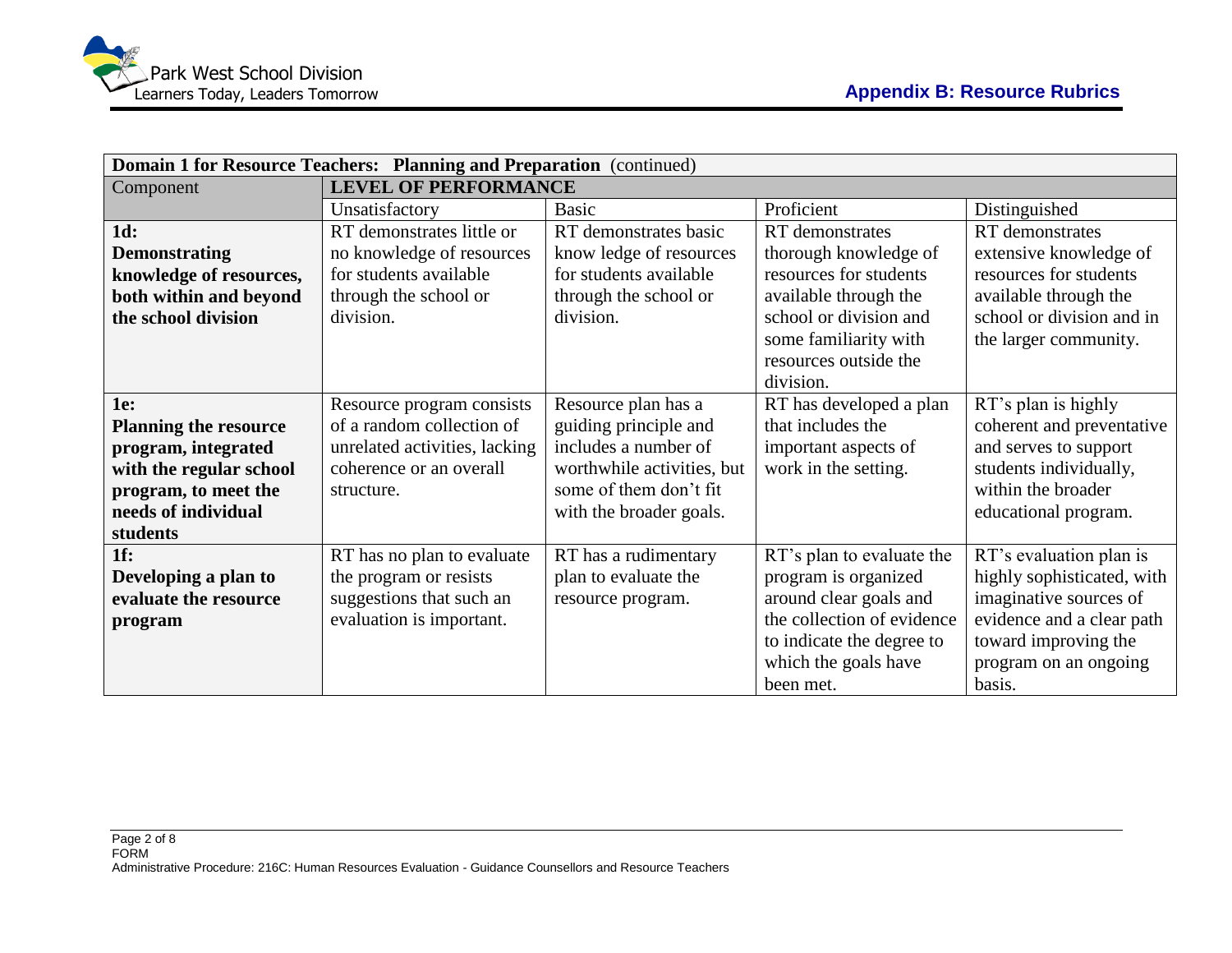| **Domain 1 for Resource Teachers: Planning and Preparation** (continued) | | | | |
|---|---|---|---|---|
| Component | **LEVEL OF PERFORMANCE** | | | |
| | Unsatisfactory | Basic | Proficient | Distinguished |
| **1d: Demonstrating knowledge of resources, both within and beyond the school division** | RT demonstrates little or no knowledge of resources for students available through the school or division. | RT demonstrates basic know ledge of resources for students available through the school or division. | RT demonstrates thorough knowledge of resources for students available through the school or division and some familiarity with resources outside the division. | RT demonstrates extensive knowledge of resources for students available through the school or division and in the larger community. |
| **1e: Planning the resource program, integrated with the regular school program, to meet the needs of individual students** | Resource program consists of a random collection of unrelated activities, lacking coherence or an overall structure. | Resource plan has a guiding principle and includes a number of worthwhile activities, but some of them don't fit with the broader goals. | RT has developed a plan that includes the important aspects of work in the setting. | RT's plan is highly coherent and preventative and serves to support students individually, within the broader educational program. |
| **1f: Developing a plan to evaluate the resource program** | RT has no plan to evaluate the program or resists suggestions that such an evaluation is important. | RT has a rudimentary plan to evaluate the resource program. | RT's plan to evaluate the program is organized around clear goals and the collection of evidence to indicate the degree to which the goals have been met. | RT's evaluation plan is highly sophisticated, with imaginative sources of evidence and a clear path toward improving the program on an ongoing basis. |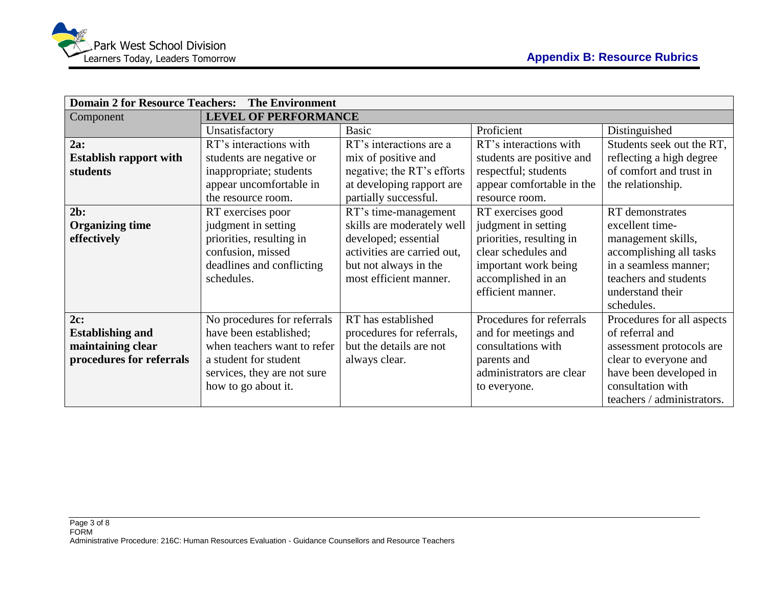| **Domain 2 for Resource Teachers: The Environment** | | | | |
|---|---|---|---|---|
| Component | **LEVEL OF PERFORMANCE** | | | |
| | Unsatisfactory | Basic | Proficient | Distinguished |
| **2a: Establish rapport with students** | RT's interactions with students are negative or inappropriate; students appear uncomfortable in the resource room. | RT's interactions are a mix of positive and negative; the RT's efforts at developing rapport are partially successful. | RT's interactions with students are positive and respectful; students appear comfortable in the resource room. | Students seek out the RT, reflecting a high degree of comfort and trust in the relationship. |
| **2b: Organizing time effectively** | RT exercises poor judgment in setting priorities, resulting in confusion, missed deadlines and conflicting schedules. | RT's time-management skills are moderately well developed; essential activities are carried out, but not always in the most efficient manner. | RT exercises good judgment in setting priorities, resulting in clear schedules and important work being accomplished in an efficient manner. | RT demonstrates excellent time-management skills, accomplishing all tasks in a seamless manner; teachers and students understand their schedules. |
| **2c: Establishing and maintaining clear procedures for referrals** | No procedures for referrals have been established; when teachers want to refer a student for student services, they are not sure how to go about it. | RT has established procedures for referrals, but the details are not always clear. | Procedures for referrals and for meetings and consultations with parents and administrators are clear to everyone. | Procedures for all aspects of referral and assessment protocols are clear to everyone and have been developed in consultation with teachers / administrators. |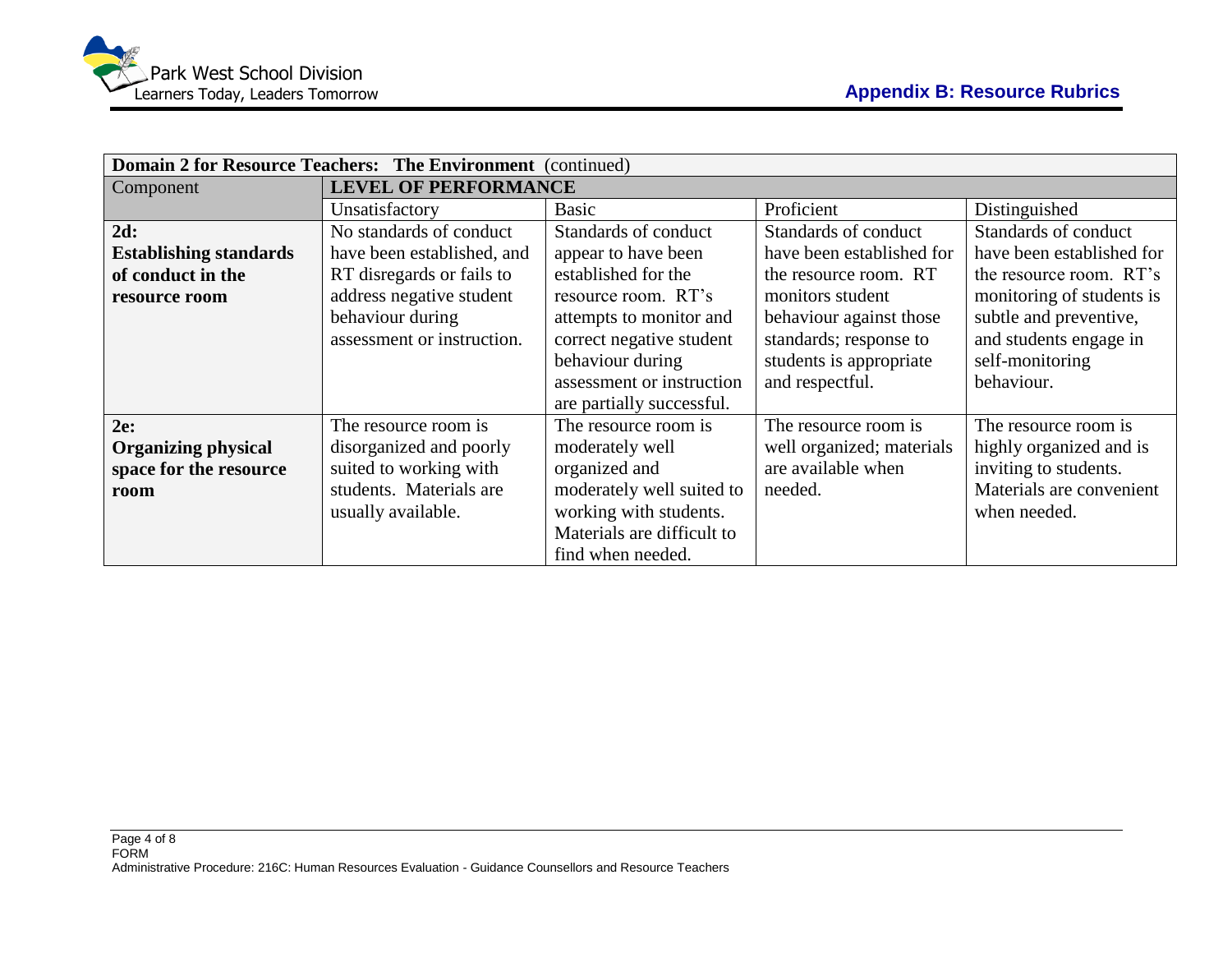## Appendix B: Resource Rubrics

| Domain 2 for Resource Teachers: The Environment (continued) | | | | |
|---|---|---|---|---|
| Component | LEVEL OF PERFORMANCE | | | |
| | Unsatisfactory | Basic | Proficient | Distinguished |
| **2d: Establishing standards of conduct in the resource room** | No standards of conduct have been established, and RT disregards or fails to address negative student behaviour during assessment or instruction. | Standards of conduct appear to have been established for the resource room. RT's attempts to monitor and correct negative student behaviour during assessment or instruction are partially successful. | Standards of conduct have been established for the resource room. RT monitors student behaviour against those standards; response to students is appropriate and respectful. | Standards of conduct have been established for the resource room. RT's monitoring of students is subtle and preventive, and students engage in self-monitoring behaviour. |
| **2e: Organizing physical space for the resource room** | The resource room is disorganized and poorly suited to working with students. Materials are usually available. | The resource room is moderately well organized and moderately well suited to working with students. Materials are difficult to find when needed. | The resource room is well organized; materials are available when needed. | The resource room is highly organized and is inviting to students. Materials are convenient when needed. |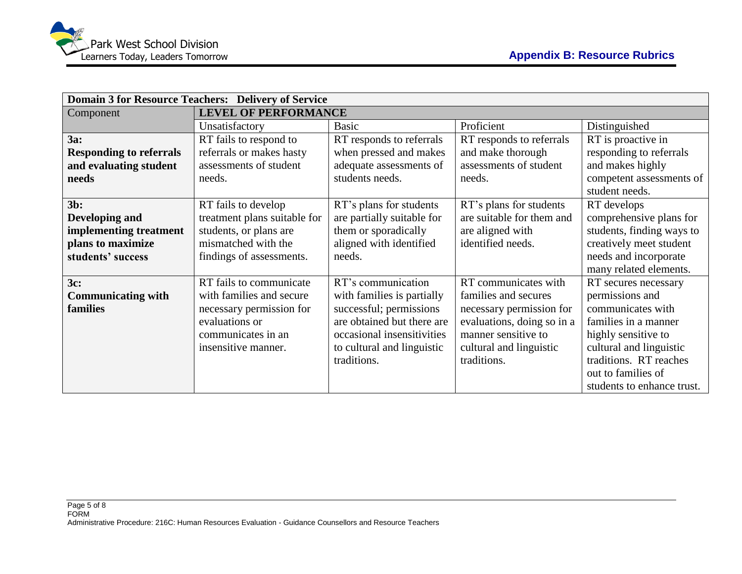| **Domain 3 for Resource Teachers: Delivery of Service** | | | | |
|---|---|---|---|---|
| Component | **LEVEL OF PERFORMANCE** | | | |
| | Unsatisfactory | Basic | Proficient | Distinguished |
| **3a: Responding to referrals and evaluating student needs** | RT fails to respond to referrals or makes hasty assessments of student needs. | RT responds to referrals when pressed and makes adequate assessments of students needs. | RT responds to referrals and make thorough assessments of student needs. | RT is proactive in responding to referrals and makes highly competent assessments of student needs. |
| **3b: Developing and implementing treatment plans to maximize students' success** | RT fails to develop treatment plans suitable for students, or plans are mismatched with the findings of assessments. | RT's plans for students are partially suitable for them or sporadically aligned with identified needs. | RT's plans for students are suitable for them and are aligned with identified needs. | RT develops comprehensive plans for students, finding ways to creatively meet student needs and incorporate many related elements. |
| **3c: Communicating with families** | RT fails to communicate with families and secure necessary permission for evaluations or communicates in an insensitive manner. | RT's communication with families is partially successful; permissions are obtained but there are occasional insensitivities to cultural and linguistic traditions. | RT communicates with families and secures necessary permission for evaluations, doing so in a manner sensitive to cultural and linguistic traditions. | RT secures necessary permissions and communicates with families in a manner highly sensitive to cultural and linguistic traditions. RT reaches out to families of students to enhance trust. |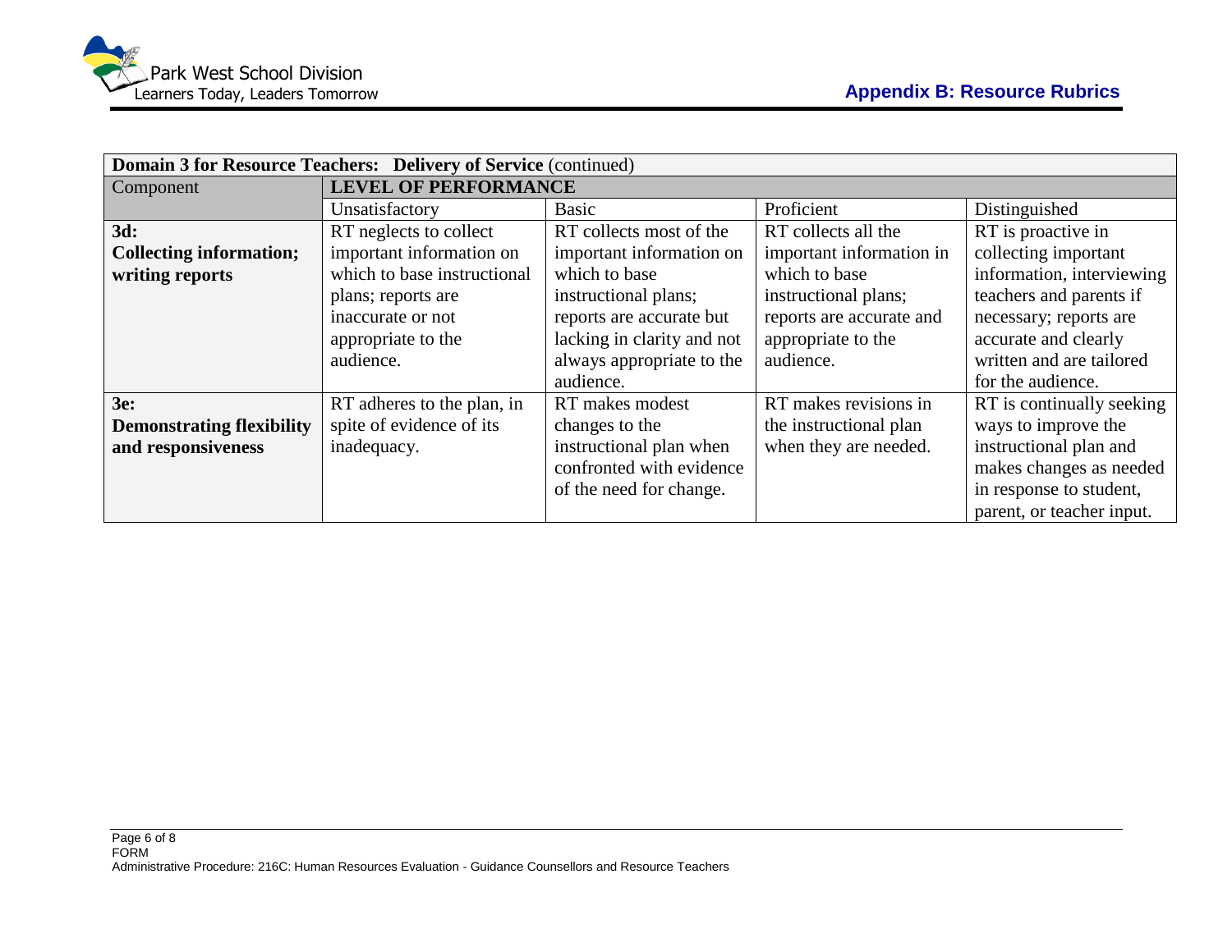| **Domain 3 for Resource Teachers: Delivery of Service** (continued) | | | | |
|---|---|---|---|---|
| Component | **LEVEL OF PERFORMANCE** | | | |
| | Unsatisfactory | Basic | Proficient | Distinguished |
| **3d: Collecting information; writing reports** | RT neglects to collect important information on which to base instructional plans; reports are inaccurate or not appropriate to the audience. | RT collects most of the important information on which to base instructional plans; reports are accurate but lacking in clarity and not always appropriate to the audience. | RT collects all the important information in which to base instructional plans; reports are accurate and appropriate to the audience. | RT is proactive in collecting important information, interviewing teachers and parents if necessary; reports are accurate and clearly written and are tailored for the audience. |
| **3e: Demonstrating flexibility and responsiveness** | RT adheres to the plan, in spite of evidence of its inadequacy. | RT makes modest changes to the instructional plan when confronted with evidence of the need for change. | RT makes revisions in the instructional plan when they are needed. | RT is continually seeking ways to improve the instructional plan and makes changes as needed in response to student, parent, or teacher input. |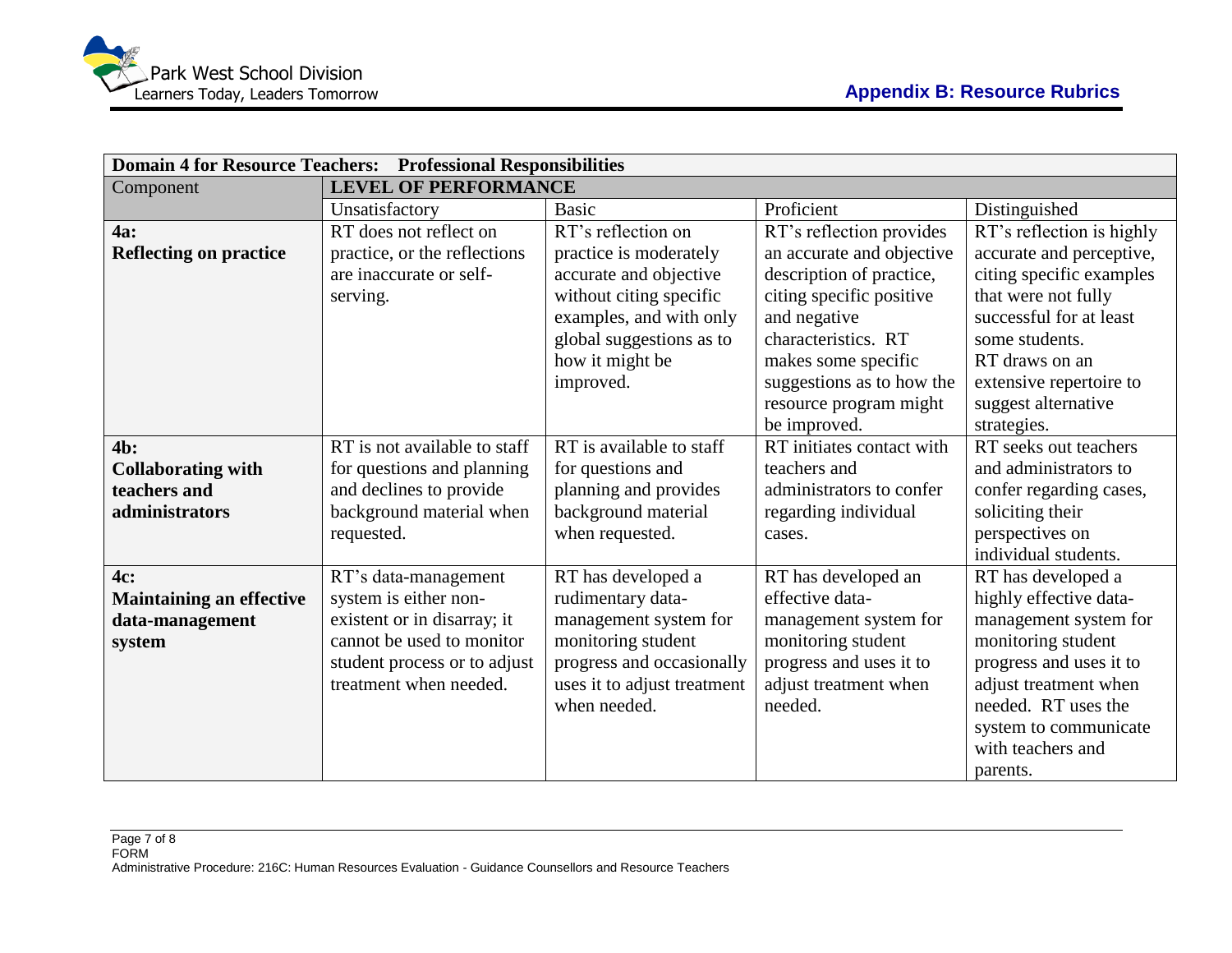## Appendix B: Resource Rubrics

| Domain 4 for Resource Teachers: Professional Responsibilities | | | | |
|---|---|---|---|---|
| Component | LEVEL OF PERFORMANCE | | | |
| | Unsatisfactory | Basic | Proficient | Distinguished |
| **4a: Reflecting on practice** | RT does not reflect on practice, or the reflections are inaccurate or self-serving. | RT's reflection on practice is moderately accurate and objective without citing specific examples, and with only global suggestions as to how it might be improved. | RT's reflection provides an accurate and objective description of practice, citing specific positive and negative characteristics. RT makes some specific suggestions as to how the resource program might be improved. | RT's reflection is highly accurate and perceptive, citing specific examples that were not fully successful for at least some students. RT draws on an extensive repertoire to suggest alternative strategies. |
| **4b: Collaborating with teachers and administrators** | RT is not available to staff for questions and planning and declines to provide background material when requested. | RT is available to staff for questions and planning and provides background material when requested. | RT initiates contact with teachers and administrators to confer regarding individual cases. | RT seeks out teachers and administrators to confer regarding cases, soliciting their perspectives on individual students. |
| **4c: Maintaining an effective data-management system** | RT's data-management system is either non-existent or in disarray; it cannot be used to monitor student process or to adjust treatment when needed. | RT has developed a rudimentary data-management system for monitoring student progress and occasionally uses it to adjust treatment when needed. | RT has developed an effective data-management system for monitoring student progress and uses it to adjust treatment when needed. | RT has developed a highly effective data-management system for monitoring student progress and uses it to adjust treatment when needed. RT uses the system to communicate with teachers and parents. |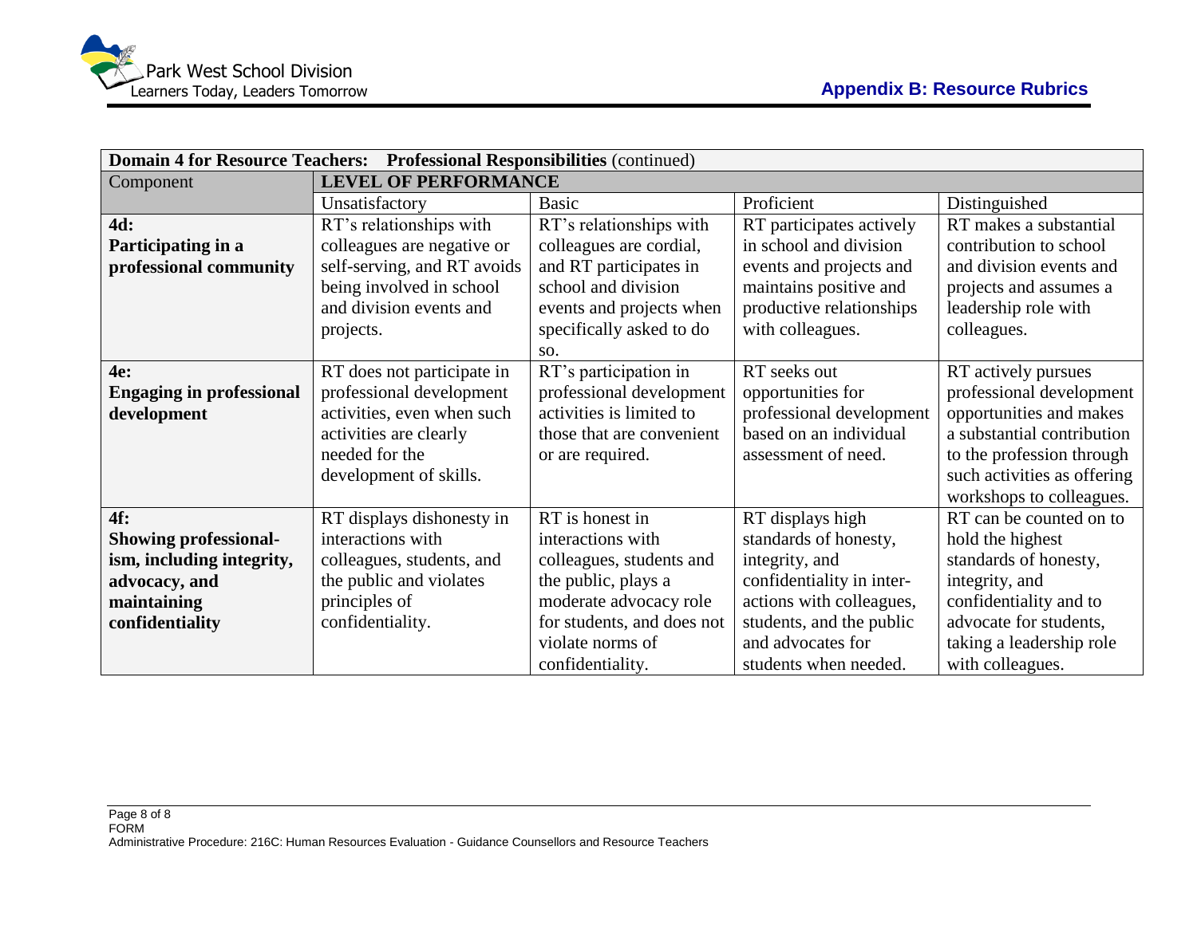| **Domain 4 for Resource Teachers: Professional Responsibilities** (continued) | | | | |
|---|---|---|---|---|
| Component | **LEVEL OF PERFORMANCE** | | | |
| | Unsatisfactory | Basic | Proficient | Distinguished |
| **4d: Participating in a professional community** | RT's relationships with colleagues are negative or self-serving, and RT avoids being involved in school and division events and projects. | RT's relationships with colleagues are cordial, and RT participates in school and division events and projects when specifically asked to do so. | RT participates actively in school and division events and projects and maintains positive and productive relationships with colleagues. | RT makes a substantial contribution to school and division events and projects and assumes a leadership role with colleagues. |
| **4e: Engaging in professional development** | RT does not participate in professional development activities, even when such activities are clearly needed for the development of skills. | RT's participation in professional development activities is limited to those that are convenient or are required. | RT seeks out opportunities for professional development based on an individual assessment of need. | RT actively pursues professional development opportunities and makes a substantial contribution to the profession through such activities as offering workshops to colleagues. |
| **4f: Showing professionalism, including integrity, advocacy, and maintaining confidentiality** | RT displays dishonesty in interactions with colleagues, students, and the public and violates principles of confidentiality. | RT is honest in interactions with colleagues, students and the public, plays a moderate advocacy role for students, and does not violate norms of confidentiality. | RT displays high standards of honesty, integrity, and confidentiality in interactions with colleagues, students, and the public and advocates for students when needed. | RT can be counted on to hold the highest standards of honesty, integrity, and confidentiality and to advocate for students, taking a leadership role with colleagues. |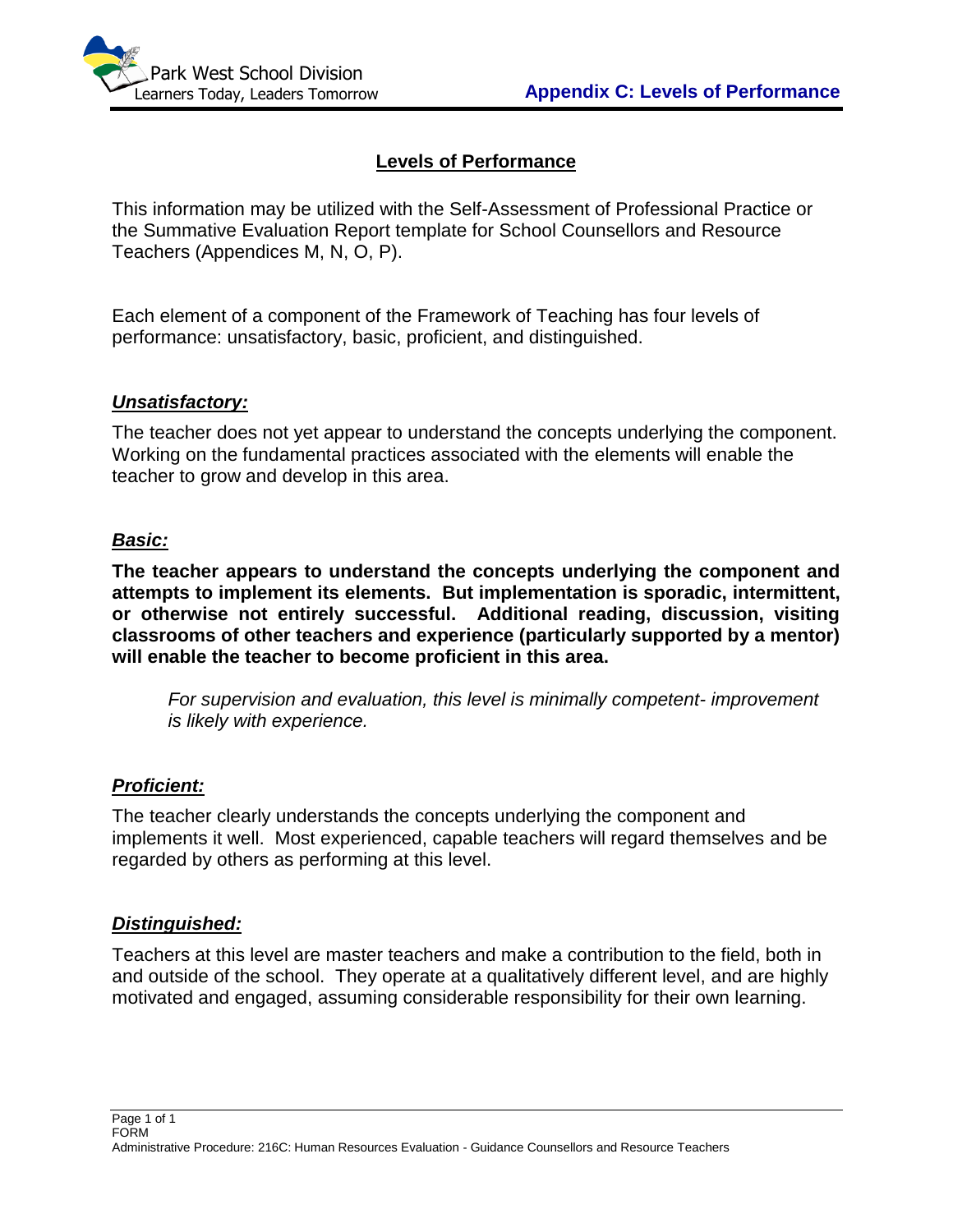# Appendix C: Levels of Performance

## Levels of Performance

This information may be utilized with the Self-Assessment of Professional Practice or the Summative Evaluation Report template for School Counsellors and Resource Teachers (Appendices M, N, O, P).

Each element of a component of the Framework of Teaching has four levels of performance: unsatisfactory, basic, proficient, and distinguished.

### ***Unsatisfactory:***

The teacher does not yet appear to understand the concepts underlying the component. Working on the fundamental practices associated with the elements will enable the teacher to grow and develop in this area.

### ***Basic:***

**The teacher appears to understand the concepts underlying the component and attempts to implement its elements. But implementation is sporadic, intermittent, or otherwise not entirely successful. Additional reading, discussion, visiting classrooms of other teachers and experience (particularly supported by a mentor) will enable the teacher to become proficient in this area.**

> *For supervision and evaluation, this level is minimally competent- improvement is likely with experience.*

### ***Proficient:***

The teacher clearly understands the concepts underlying the component and implements it well. Most experienced, capable teachers will regard themselves and be regarded by others as performing at this level.

### ***Distinguished:***

Teachers at this level are master teachers and make a contribution to the field, both in and outside of the school. They operate at a qualitatively different level, and are highly motivated and engaged, assuming considerable responsibility for their own learning.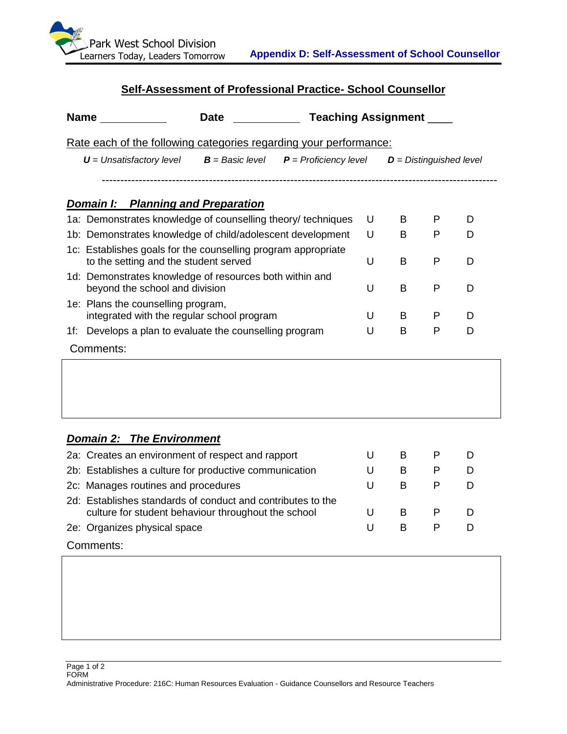## Self-Assessment of Professional Practice- School Counsellor

**Name** ___________ **Date** ___________ **Teaching Assignment** ____

Rate each of the following categories regarding your performance:

***U** = Unsatisfactory level* ***B** = Basic level* ***P** = Proficiency level* ***D** = Distinguished level*

---

### *Domain I: Planning and Preparation*

| | | | | |
|---|---|---|---|---|
| 1a: Demonstrates knowledge of counselling theory/ techniques | U | B | P | D |
| 1b: Demonstrates knowledge of child/adolescent development | U | B | P | D |
| 1c: Establishes goals for the counselling program appropriate to the setting and the student served | U | B | P | D |
| 1d: Demonstrates knowledge of resources both within and beyond the school and division | U | B | P | D |
| 1e: Plans the counselling program, integrated with the regular school program | U | B | P | D |
| 1f: Develops a plan to evaluate the counselling program | U | B | P | D |

Comments:

### *Domain 2: The Environment*

| | | | | |
|---|---|---|---|---|
| 2a: Creates an environment of respect and rapport | U | B | P | D |
| 2b: Establishes a culture for productive communication | U | B | P | D |
| 2c: Manages routines and procedures | U | B | P | D |
| 2d: Establishes standards of conduct and contributes to the culture for student behaviour throughout the school | U | B | P | D |
| 2e: Organizes physical space | U | B | P | D |

Comments:

FORM
Administrative Procedure: 216C: Human Resources Evaluation - Guidance Counsellors and Resource Teachers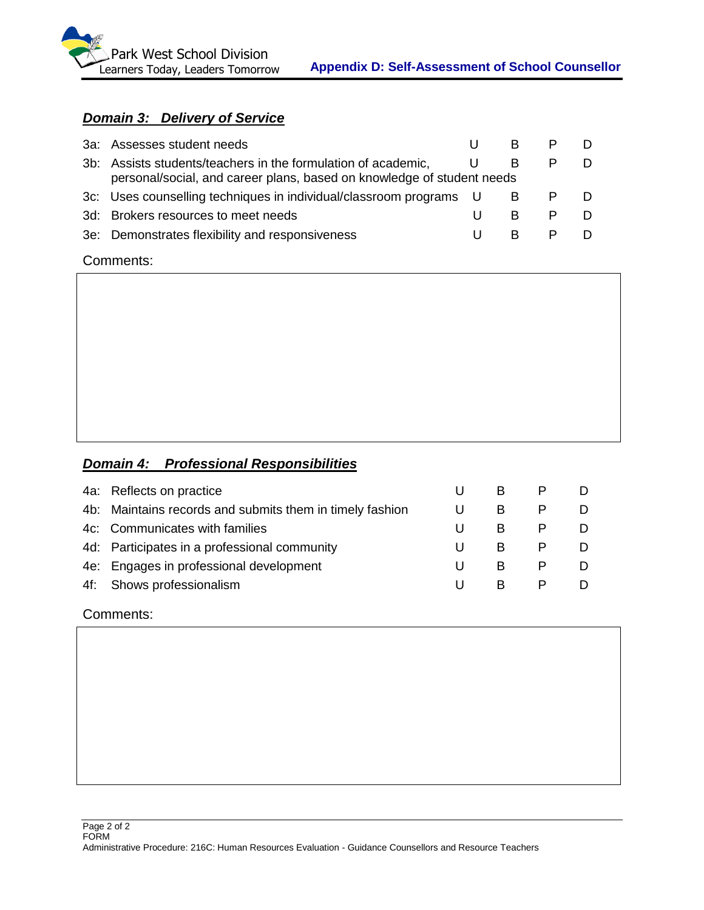## Appendix D: Self-Assessment of School Counsellor

### *Domain 3: Delivery of Service*

| | | | | | |
|---|---|---|---|---|---|
| 3a: | Assesses student needs | U | B | P | D |
| 3b: | Assists students/teachers in the formulation of academic, personal/social, and career plans, based on knowledge of student needs | U | B | P | D |
| 3c: | Uses counselling techniques in individual/classroom programs | U | B | P | D |
| 3d: | Brokers resources to meet needs | U | B | P | D |
| 3e: | Demonstrates flexibility and responsiveness | U | B | P | D |

Comments:

### *Domain 4: Professional Responsibilities*

| | | | | | |
|---|---|---|---|---|---|
| 4a: | Reflects on practice | U | B | P | D |
| 4b: | Maintains records and submits them in timely fashion | U | B | P | D |
| 4c: | Communicates with families | U | B | P | D |
| 4d: | Participates in a professional community | U | B | P | D |
| 4e: | Engages in professional development | U | B | P | D |
| 4f: | Shows professionalism | U | B | P | D |

Comments: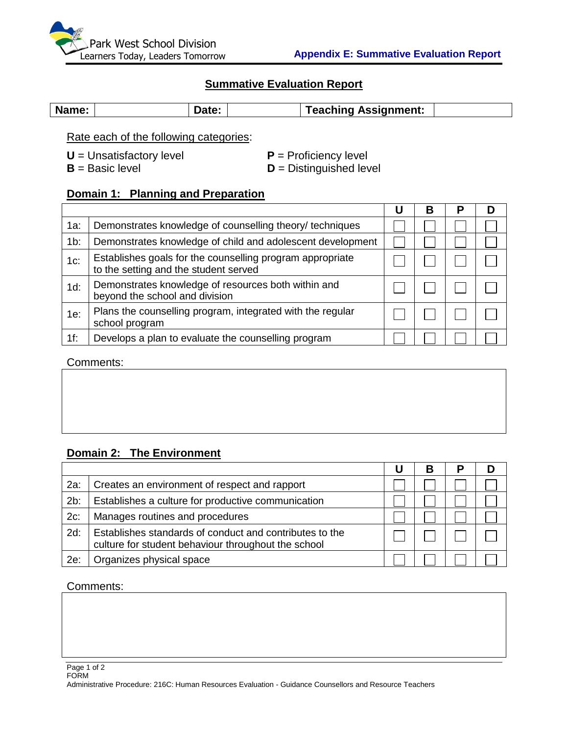Park West School Division
Learners Today, Leaders Tomorrow

**Appendix E: Summative Evaluation Report**

## Summative Evaluation Report

| **Name:** | | **Date:** | | **Teaching Assignment:** | |
|---|---|---|---|---|---|

Rate each of the following categories:

**U** = Unsatisfactory level
**B** = Basic level
**P** = Proficiency level
**D** = Distinguished level

### Domain 1: Planning and Preparation

| | | U | B | P | D |
|---|---|---|---|---|---|
| 1a: | Demonstrates knowledge of counselling theory/ techniques | ☐ | ☐ | ☐ | ☐ |
| 1b: | Demonstrates knowledge of child and adolescent development | ☐ | ☐ | ☐ | ☐ |
| 1c: | Establishes goals for the counselling program appropriate to the setting and the student served | ☐ | ☐ | ☐ | ☐ |
| 1d: | Demonstrates knowledge of resources both within and beyond the school and division | ☐ | ☐ | ☐ | ☐ |
| 1e: | Plans the counselling program, integrated with the regular school program | ☐ | ☐ | ☐ | ☐ |
| 1f: | Develops a plan to evaluate the counselling program | ☐ | ☐ | ☐ | ☐ |

Comments:

### Domain 2: The Environment

| | | U | B | P | D |
|---|---|---|---|---|---|
| 2a: | Creates an environment of respect and rapport | ☐ | ☐ | ☐ | ☐ |
| 2b: | Establishes a culture for productive communication | ☐ | ☐ | ☐ | ☐ |
| 2c: | Manages routines and procedures | ☐ | ☐ | ☐ | ☐ |
| 2d: | Establishes standards of conduct and contributes to the culture for student behaviour throughout the school | ☐ | ☐ | ☐ | ☐ |
| 2e: | Organizes physical space | ☐ | ☐ | ☐ | ☐ |

Comments: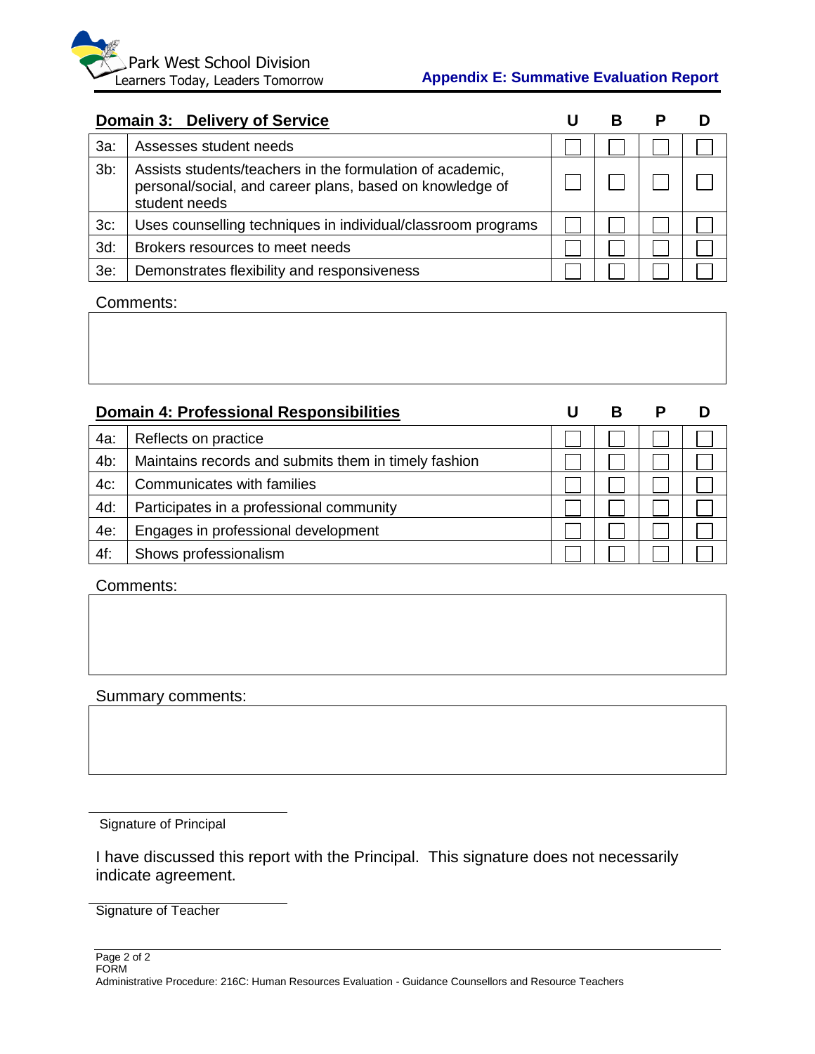## Domain 3: Delivery of Service

| | Domain 3: Delivery of Service | U | B | P | D |
|---|---|---|---|---|---|
| 3a: | Assesses student needs | ☐ | ☐ | ☐ | ☐ |
| 3b: | Assists students/teachers in the formulation of academic, personal/social, and career plans, based on knowledge of student needs | ☐ | ☐ | ☐ | ☐ |
| 3c: | Uses counselling techniques in individual/classroom programs | ☐ | ☐ | ☐ | ☐ |
| 3d: | Brokers resources to meet needs | ☐ | ☐ | ☐ | ☐ |
| 3e: | Demonstrates flexibility and responsiveness | ☐ | ☐ | ☐ | ☐ |

Comments:

## Domain 4: Professional Responsibilities

| | Domain 4: Professional Responsibilities | U | B | P | D |
|---|---|---|---|---|---|
| 4a: | Reflects on practice | ☐ | ☐ | ☐ | ☐ |
| 4b: | Maintains records and submits them in timely fashion | ☐ | ☐ | ☐ | ☐ |
| 4c: | Communicates with families | ☐ | ☐ | ☐ | ☐ |
| 4d: | Participates in a professional community | ☐ | ☐ | ☐ | ☐ |
| 4e: | Engages in professional development | ☐ | ☐ | ☐ | ☐ |
| 4f: | Shows professionalism | ☐ | ☐ | ☐ | ☐ |

Comments:

Summary comments:

______________________________

Signature of Principal

I have discussed this report with the Principal. This signature does not necessarily indicate agreement.

______________________________

Signature of Teacher

FORM

Administrative Procedure: 216C: Human Resources Evaluation - Guidance Counsellors and Resource Teachers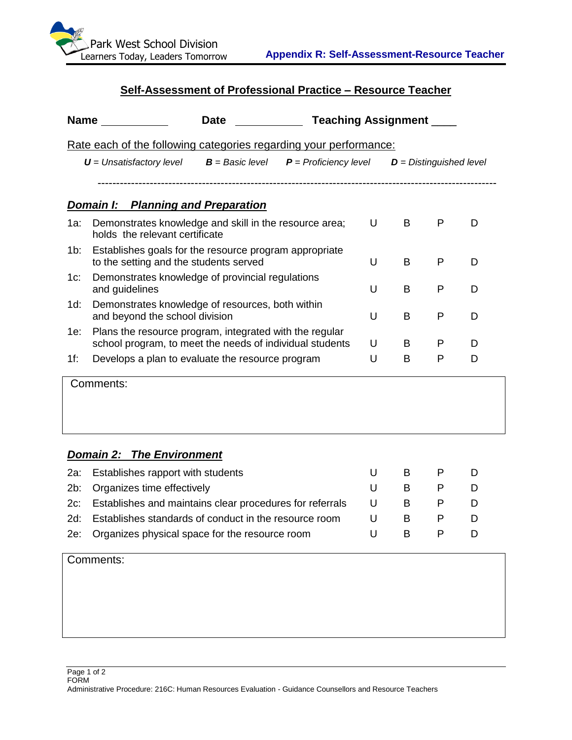Park West School Division
Learners Today, Leaders Tomorrow

**Appendix R: Self-Assessment-Resource Teacher**

## Self-Assessment of Professional Practice – Resource Teacher

**Name** ___________ **Date** ___________ **Teaching Assignment** ____

Rate each of the following categories regarding your performance:

***U*** *= Unsatisfactory level* ***B*** *= Basic level* ***P*** *= Proficiency level* ***D*** *= Distinguished level*

---

### ***Domain I: Planning and Preparation***

| | | | | | |
|---|---|---|---|---|---|
| 1a: | Demonstrates knowledge and skill in the resource area; holds the relevant certificate | U | B | P | D |
| 1b: | Establishes goals for the resource program appropriate to the setting and the students served | U | B | P | D |
| 1c: | Demonstrates knowledge of provincial regulations and guidelines | U | B | P | D |
| 1d: | Demonstrates knowledge of resources, both within and beyond the school division | U | B | P | D |
| 1e: | Plans the resource program, integrated with the regular school program, to meet the needs of individual students | U | B | P | D |
| 1f: | Develops a plan to evaluate the resource program | U | B | P | D |

Comments:

### ***Domain 2: The Environment***

| | | | | | |
|---|---|---|---|---|---|
| 2a: | Establishes rapport with students | U | B | P | D |
| 2b: | Organizes time effectively | U | B | P | D |
| 2c: | Establishes and maintains clear procedures for referrals | U | B | P | D |
| 2d: | Establishes standards of conduct in the resource room | U | B | P | D |
| 2e: | Organizes physical space for the resource room | U | B | P | D |

Comments:

FORM
Administrative Procedure: 216C: Human Resources Evaluation - Guidance Counsellors and Resource Teachers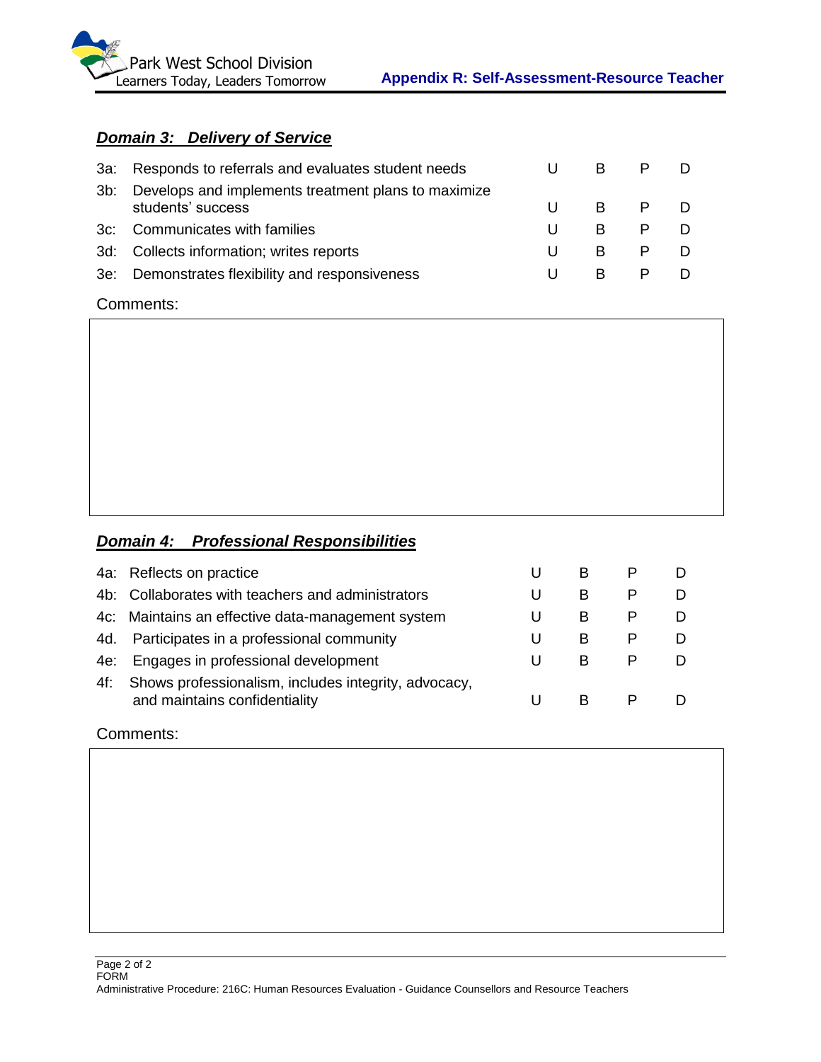## ***Domain 3: Delivery of Service***

| | | | | | |
|---|---|---|---|---|---|
| 3a: | Responds to referrals and evaluates student needs | U | B | P | D |
| 3b: | Develops and implements treatment plans to maximize students' success | U | B | P | D |
| 3c: | Communicates with families | U | B | P | D |
| 3d: | Collects information; writes reports | U | B | P | D |
| 3e: | Demonstrates flexibility and responsiveness | U | B | P | D |

Comments:

## ***Domain 4: Professional Responsibilities***

| | | | | | |
|---|---|---|---|---|---|
| 4a: | Reflects on practice | U | B | P | D |
| 4b: | Collaborates with teachers and administrators | U | B | P | D |
| 4c: | Maintains an effective data-management system | U | B | P | D |
| 4d. | Participates in a professional community | U | B | P | D |
| 4e: | Engages in professional development | U | B | P | D |
| 4f: | Shows professionalism, includes integrity, advocacy, and maintains confidentiality | U | B | P | D |

Comments: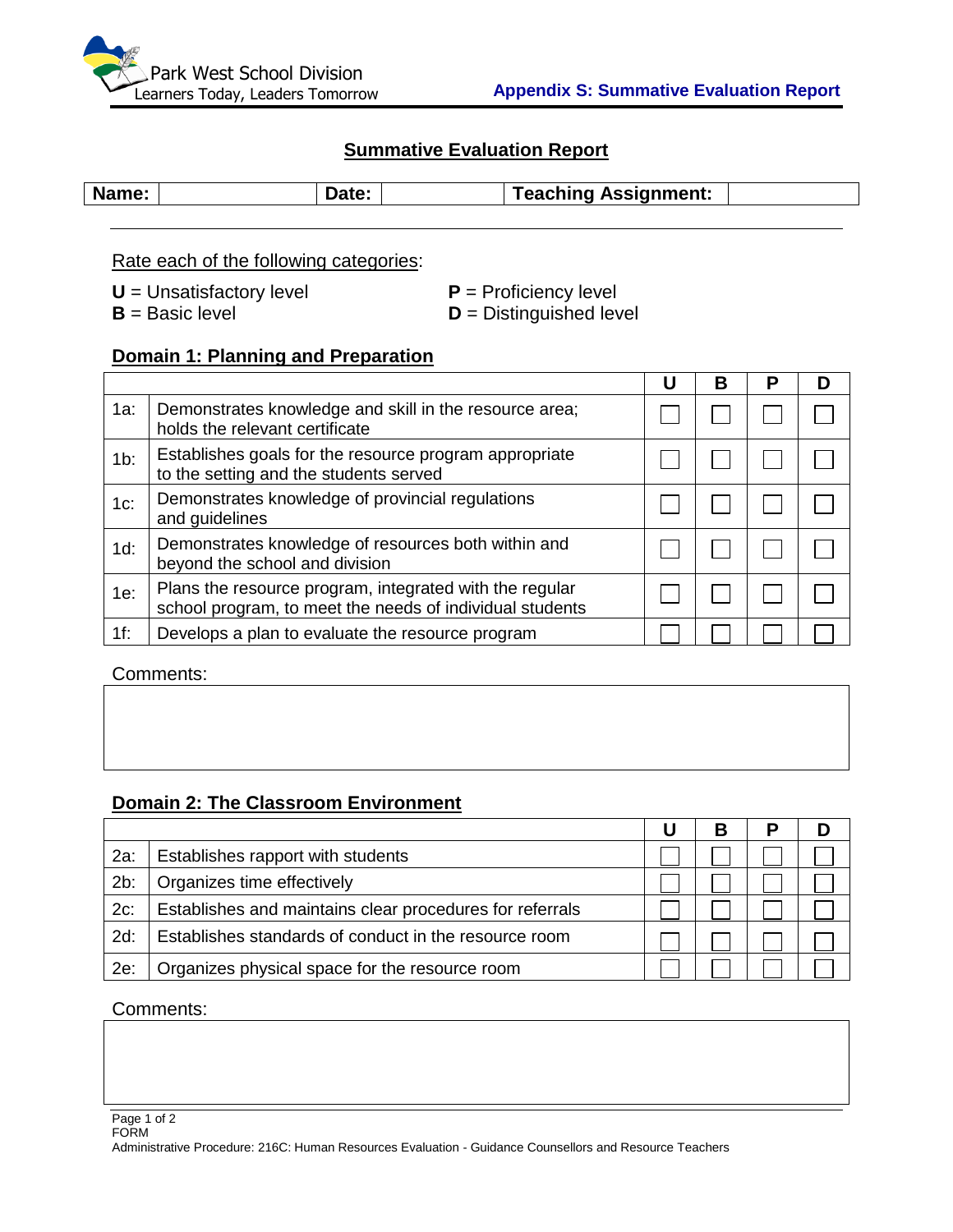Park West School Division
Learners Today, Leaders Tomorrow

**Appendix S: Summative Evaluation Report**

## Summative Evaluation Report

| **Name:** | | **Date:** | | **Teaching Assignment:** | |
|---|---|---|---|---|---|

Rate each of the following categories:

**U** = Unsatisfactory level
**B** = Basic level
**P** = Proficiency level
**D** = Distinguished level

### Domain 1: Planning and Preparation

| | | U | B | P | D |
|---|---|---|---|---|---|
| 1a: | Demonstrates knowledge and skill in the resource area; holds the relevant certificate | ☐ | ☐ | ☐ | ☐ |
| 1b: | Establishes goals for the resource program appropriate to the setting and the students served | ☐ | ☐ | ☐ | ☐ |
| 1c: | Demonstrates knowledge of provincial regulations and guidelines | ☐ | ☐ | ☐ | ☐ |
| 1d: | Demonstrates knowledge of resources both within and beyond the school and division | ☐ | ☐ | ☐ | ☐ |
| 1e: | Plans the resource program, integrated with the regular school program, to meet the needs of individual students | ☐ | ☐ | ☐ | ☐ |
| 1f: | Develops a plan to evaluate the resource program | ☐ | ☐ | ☐ | ☐ |

Comments:

### Domain 2: The Classroom Environment

| | | U | B | P | D |
|---|---|---|---|---|---|
| 2a: | Establishes rapport with students | ☐ | ☐ | ☐ | ☐ |
| 2b: | Organizes time effectively | ☐ | ☐ | ☐ | ☐ |
| 2c: | Establishes and maintains clear procedures for referrals | ☐ | ☐ | ☐ | ☐ |
| 2d: | Establishes standards of conduct in the resource room | ☐ | ☐ | ☐ | ☐ |
| 2e: | Organizes physical space for the resource room | ☐ | ☐ | ☐ | ☐ |

Comments:

FORM
Administrative Procedure: 216C: Human Resources Evaluation - Guidance Counsellors and Resource Teachers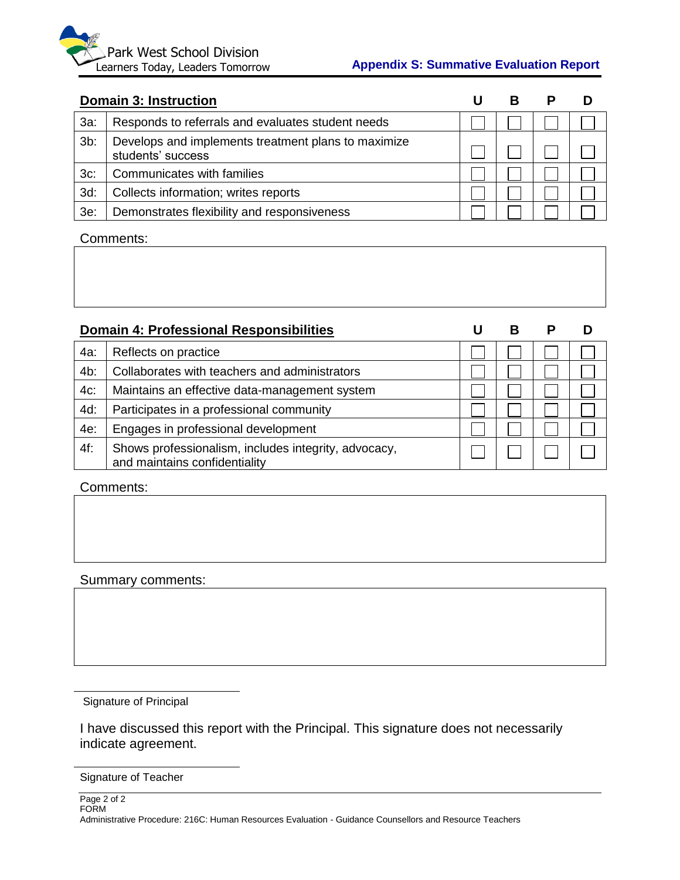Park West School Division
Learners Today, Leaders Tomorrow

**Appendix S: Summative Evaluation Report**

| **Domain 3: Instruction** | | **U** | **B** | **P** | **D** |
|---|---|---|---|---|---|
| 3a: | Responds to referrals and evaluates student needs | ☐ | ☐ | ☐ | ☐ |
| 3b: | Develops and implements treatment plans to maximize students' success | ☐ | ☐ | ☐ | ☐ |
| 3c: | Communicates with families | ☐ | ☐ | ☐ | ☐ |
| 3d: | Collects information; writes reports | ☐ | ☐ | ☐ | ☐ |
| 3e: | Demonstrates flexibility and responsiveness | ☐ | ☐ | ☐ | ☐ |

Comments:

| |
|---|
| |

| **Domain 4: Professional Responsibilities** | | **U** | **B** | **P** | **D** |
|---|---|---|---|---|---|
| 4a: | Reflects on practice | ☐ | ☐ | ☐ | ☐ |
| 4b: | Collaborates with teachers and administrators | ☐ | ☐ | ☐ | ☐ |
| 4c: | Maintains an effective data-management system | ☐ | ☐ | ☐ | ☐ |
| 4d: | Participates in a professional community | ☐ | ☐ | ☐ | ☐ |
| 4e: | Engages in professional development | ☐ | ☐ | ☐ | ☐ |
| 4f: | Shows professionalism, includes integrity, advocacy, and maintains confidentiality | ☐ | ☐ | ☐ | ☐ |

Comments:

| |
|---|
| |

Summary comments:

| |
|---|
| |

______________________________
Signature of Principal

I have discussed this report with the Principal. This signature does not necessarily indicate agreement.

______________________________
Signature of Teacher

FORM
Administrative Procedure: 216C: Human Resources Evaluation - Guidance Counsellors and Resource Teachers